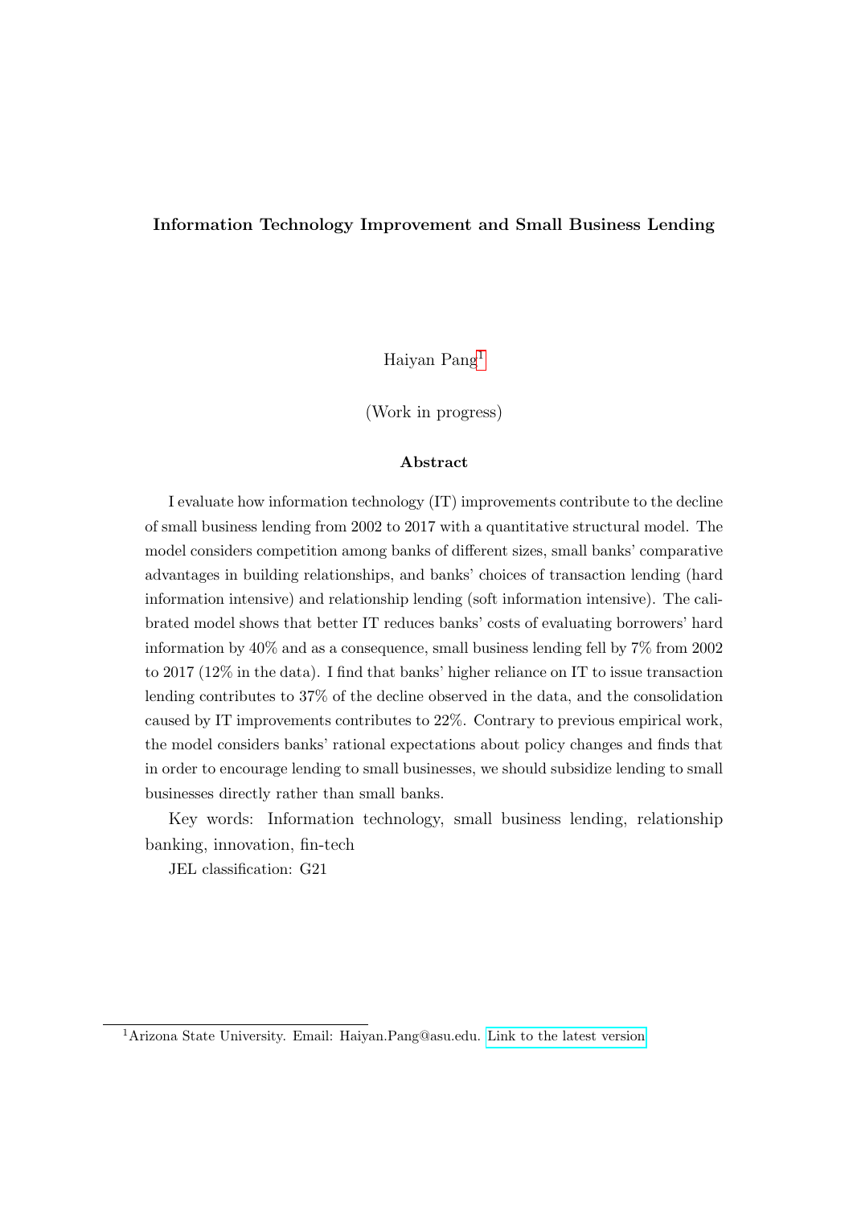# Information Technology Improvement and Small Business Lending

Haiyan Pang[1]

(Work in progress)

## Abstract

I evaluate how information technology (IT) improvements contribute to the decline of small business lending from 2002 to 2017 with a quantitative structural model. The model considers competition among banks of different sizes, small banks' comparative advantages in building relationships, and banks' choices of transaction lending (hard information intensive) and relationship lending (soft information intensive). The calibrated model shows that better IT reduces banks' costs of evaluating borrowers' hard information by 40% and as a consequence, small business lending fell by 7% from 2002 to 2017 (12% in the data). I find that banks' higher reliance on IT to issue transaction lending contributes to 37% of the decline observed in the data, and the consolidation caused by IT improvements contributes to 22%. Contrary to previous empirical work, the model considers banks' rational expectations about policy changes and finds that in order to encourage lending to small businesses, we should subsidize lending to small businesses directly rather than small banks.

Key words: Information technology, small business lending, relationship banking, innovation, fin-tech

JEL classification: G21

[1] Arizona State University. Email: Haiyan.Pang@asu.edu. Link to the latest version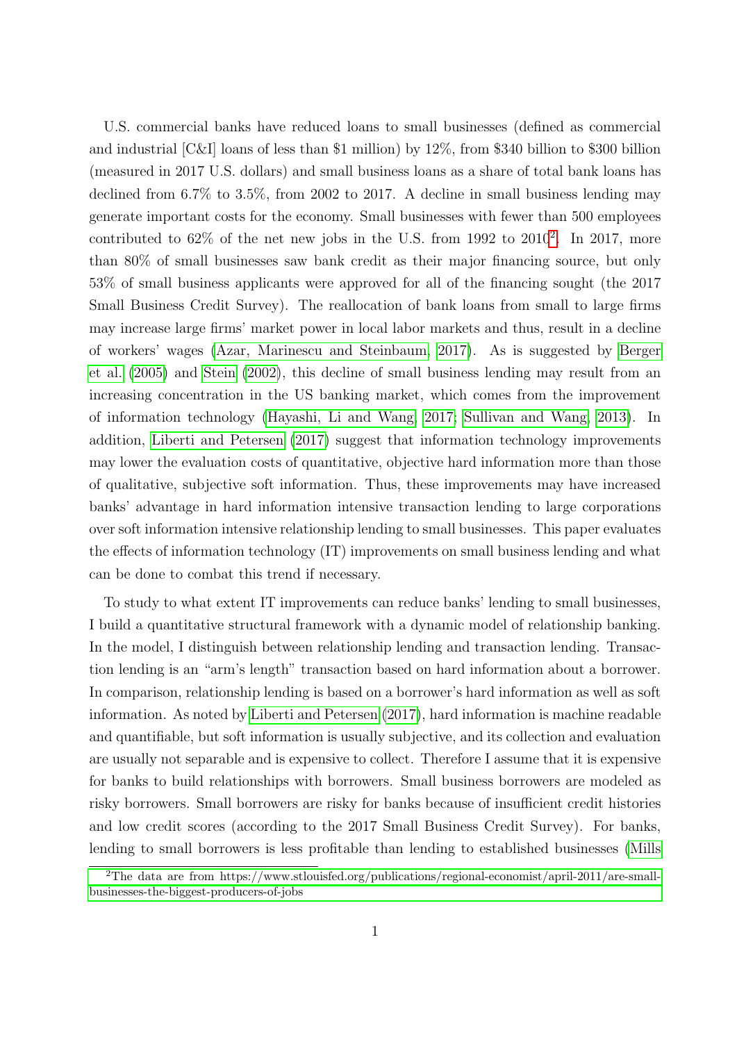U.S. commercial banks have reduced loans to small businesses (defined as commercial and industrial [C&I] loans of less than $1 million) by 12%, from $340 billion to $300 billion (measured in 2017 U.S. dollars) and small business loans as a share of total bank loans has declined from 6.7% to 3.5%, from 2002 to 2017. A decline in small business lending may generate important costs for the economy. Small businesses with fewer than 500 employees contributed to 62% of the net new jobs in the U.S. from 1992 to 2010[2]. In 2017, more than 80% of small businesses saw bank credit as their major financing source, but only 53% of small business applicants were approved for all of the financing sought (the 2017 Small Business Credit Survey). The reallocation of bank loans from small to large firms may increase large firms' market power in local labor markets and thus, result in a decline of workers' wages (Azar, Marinescu and Steinbaum, 2017). As is suggested by Berger et al. (2005) and Stein (2002), this decline of small business lending may result from an increasing concentration in the US banking market, which comes from the improvement of information technology (Hayashi, Li and Wang, 2017; Sullivan and Wang, 2013). In addition, Liberti and Petersen (2017) suggest that information technology improvements may lower the evaluation costs of quantitative, objective hard information more than those of qualitative, subjective soft information. Thus, these improvements may have increased banks' advantage in hard information intensive transaction lending to large corporations over soft information intensive relationship lending to small businesses. This paper evaluates the effects of information technology (IT) improvements on small business lending and what can be done to combat this trend if necessary.

To study to what extent IT improvements can reduce banks' lending to small businesses, I build a quantitative structural framework with a dynamic model of relationship banking. In the model, I distinguish between relationship lending and transaction lending. Transaction lending is an "arm's length" transaction based on hard information about a borrower. In comparison, relationship lending is based on a borrower's hard information as well as soft information. As noted by Liberti and Petersen (2017), hard information is machine readable and quantifiable, but soft information is usually subjective, and its collection and evaluation are usually not separable and is expensive to collect. Therefore I assume that it is expensive for banks to build relationships with borrowers. Small business borrowers are modeled as risky borrowers. Small borrowers are risky for banks because of insufficient credit histories and low credit scores (according to the 2017 Small Business Credit Survey). For banks, lending to small borrowers is less profitable than lending to established businesses (Mills

[2] The data are from https://www.stlouisfed.org/publications/regional-economist/april-2011/are-small-businesses-the-biggest-producers-of-jobs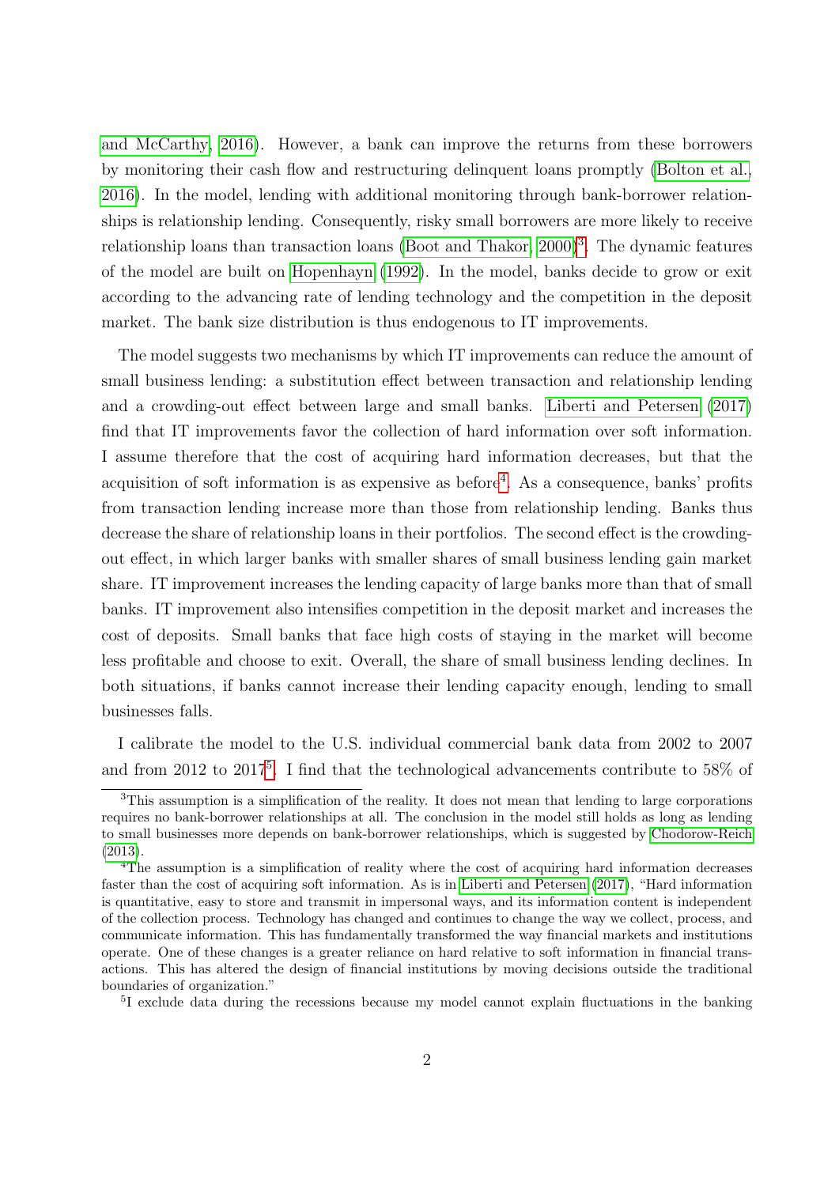and McCarthy, 2016). However, a bank can improve the returns from these borrowers by monitoring their cash flow and restructuring delinquent loans promptly (Bolton et al., 2016). In the model, lending with additional monitoring through bank-borrower relationships is relationship lending. Consequently, risky small borrowers are more likely to receive relationship loans than transaction loans (Boot and Thakor, 2000)[3]. The dynamic features of the model are built on Hopenhayn (1992). In the model, banks decide to grow or exit according to the advancing rate of lending technology and the competition in the deposit market. The bank size distribution is thus endogenous to IT improvements.

The model suggests two mechanisms by which IT improvements can reduce the amount of small business lending: a substitution effect between transaction and relationship lending and a crowding-out effect between large and small banks. Liberti and Petersen (2017) find that IT improvements favor the collection of hard information over soft information. I assume therefore that the cost of acquiring hard information decreases, but that the acquisition of soft information is as expensive as before[4]. As a consequence, banks' profits from transaction lending increase more than those from relationship lending. Banks thus decrease the share of relationship loans in their portfolios. The second effect is the crowding-out effect, in which larger banks with smaller shares of small business lending gain market share. IT improvement increases the lending capacity of large banks more than that of small banks. IT improvement also intensifies competition in the deposit market and increases the cost of deposits. Small banks that face high costs of staying in the market will become less profitable and choose to exit. Overall, the share of small business lending declines. In both situations, if banks cannot increase their lending capacity enough, lending to small businesses falls.

I calibrate the model to the U.S. individual commercial bank data from 2002 to 2007 and from 2012 to 2017[5]. I find that the technological advancements contribute to 58% of

[3]This assumption is a simplification of the reality. It does not mean that lending to large corporations requires no bank-borrower relationships at all. The conclusion in the model still holds as long as lending to small businesses more depends on bank-borrower relationships, which is suggested by Chodorow-Reich (2013).

[4]The assumption is a simplification of reality where the cost of acquiring hard information decreases faster than the cost of acquiring soft information. As is in Liberti and Petersen (2017), "Hard information is quantitative, easy to store and transmit in impersonal ways, and its information content is independent of the collection process. Technology has changed and continues to change the way we collect, process, and communicate information. This has fundamentally transformed the way financial markets and institutions operate. One of these changes is a greater reliance on hard relative to soft information in financial transactions. This has altered the design of financial institutions by moving decisions outside the traditional boundaries of organization."

[5]I exclude data during the recessions because my model cannot explain fluctuations in the banking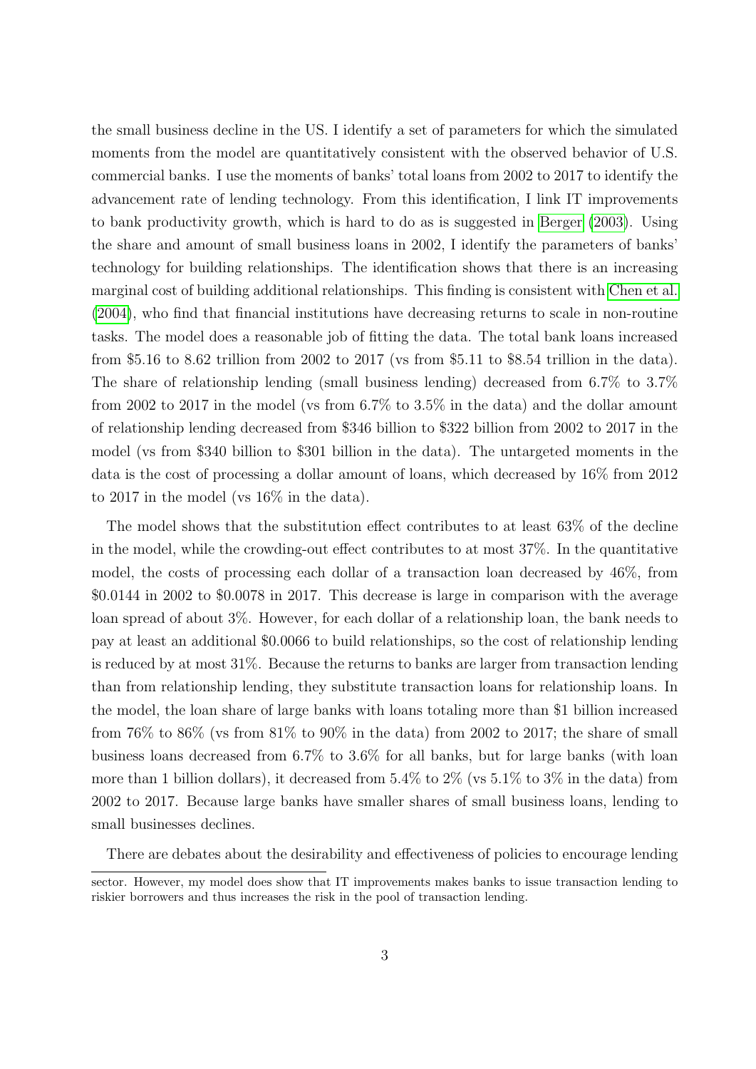the small business decline in the US. I identify a set of parameters for which the simulated moments from the model are quantitatively consistent with the observed behavior of U.S. commercial banks. I use the moments of banks' total loans from 2002 to 2017 to identify the advancement rate of lending technology. From this identification, I link IT improvements to bank productivity growth, which is hard to do as is suggested in Berger (2003). Using the share and amount of small business loans in 2002, I identify the parameters of banks' technology for building relationships. The identification shows that there is an increasing marginal cost of building additional relationships. This finding is consistent with Chen et al. (2004), who find that financial institutions have decreasing returns to scale in non-routine tasks. The model does a reasonable job of fitting the data. The total bank loans increased from \$5.16 to 8.62 trillion from 2002 to 2017 (vs from \$5.11 to \$8.54 trillion in the data). The share of relationship lending (small business lending) decreased from 6.7% to 3.7% from 2002 to 2017 in the model (vs from 6.7% to 3.5% in the data) and the dollar amount of relationship lending decreased from \$346 billion to \$322 billion from 2002 to 2017 in the model (vs from \$340 billion to \$301 billion in the data). The untargeted moments in the data is the cost of processing a dollar amount of loans, which decreased by 16% from 2012 to 2017 in the model (vs 16% in the data).

The model shows that the substitution effect contributes to at least 63% of the decline in the model, while the crowding-out effect contributes to at most 37%. In the quantitative model, the costs of processing each dollar of a transaction loan decreased by 46%, from \$0.0144 in 2002 to \$0.0078 in 2017. This decrease is large in comparison with the average loan spread of about 3%. However, for each dollar of a relationship loan, the bank needs to pay at least an additional \$0.0066 to build relationships, so the cost of relationship lending is reduced by at most 31%. Because the returns to banks are larger from transaction lending than from relationship lending, they substitute transaction loans for relationship loans. In the model, the loan share of large banks with loans totaling more than \$1 billion increased from 76% to 86% (vs from 81% to 90% in the data) from 2002 to 2017; the share of small business loans decreased from 6.7% to 3.6% for all banks, but for large banks (with loan more than 1 billion dollars), it decreased from 5.4% to 2% (vs 5.1% to 3% in the data) from 2002 to 2017. Because large banks have smaller shares of small business loans, lending to small businesses declines.

There are debates about the desirability and effectiveness of policies to encourage lending

sector. However, my model does show that IT improvements makes banks to issue transaction lending to riskier borrowers and thus increases the risk in the pool of transaction lending.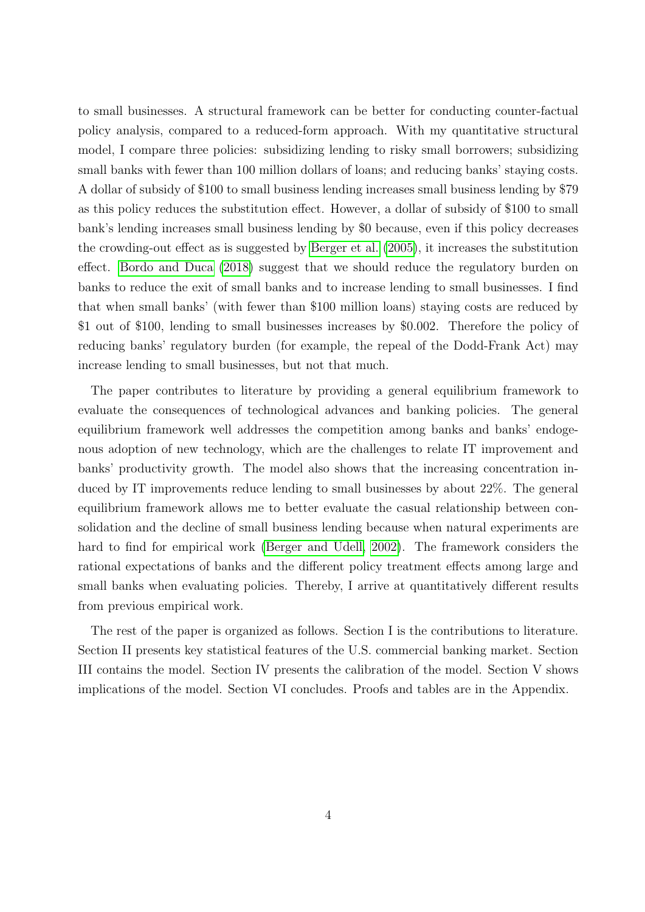to small businesses. A structural framework can be better for conducting counter-factual policy analysis, compared to a reduced-form approach. With my quantitative structural model, I compare three policies: subsidizing lending to risky small borrowers; subsidizing small banks with fewer than 100 million dollars of loans; and reducing banks' staying costs. A dollar of subsidy of $100 to small business lending increases small business lending by $79 as this policy reduces the substitution effect. However, a dollar of subsidy of $100 to small bank's lending increases small business lending by $0 because, even if this policy decreases the crowding-out effect as is suggested by Berger et al. (2005), it increases the substitution effect. Bordo and Duca (2018) suggest that we should reduce the regulatory burden on banks to reduce the exit of small banks and to increase lending to small businesses. I find that when small banks' (with fewer than $100 million loans) staying costs are reduced by $1 out of $100, lending to small businesses increases by $0.002. Therefore the policy of reducing banks' regulatory burden (for example, the repeal of the Dodd-Frank Act) may increase lending to small businesses, but not that much.

The paper contributes to literature by providing a general equilibrium framework to evaluate the consequences of technological advances and banking policies. The general equilibrium framework well addresses the competition among banks and banks' endogenous adoption of new technology, which are the challenges to relate IT improvement and banks' productivity growth. The model also shows that the increasing concentration induced by IT improvements reduce lending to small businesses by about 22%. The general equilibrium framework allows me to better evaluate the casual relationship between consolidation and the decline of small business lending because when natural experiments are hard to find for empirical work (Berger and Udell, 2002). The framework considers the rational expectations of banks and the different policy treatment effects among large and small banks when evaluating policies. Thereby, I arrive at quantitatively different results from previous empirical work.

The rest of the paper is organized as follows. Section I is the contributions to literature. Section II presents key statistical features of the U.S. commercial banking market. Section III contains the model. Section IV presents the calibration of the model. Section V shows implications of the model. Section VI concludes. Proofs and tables are in the Appendix.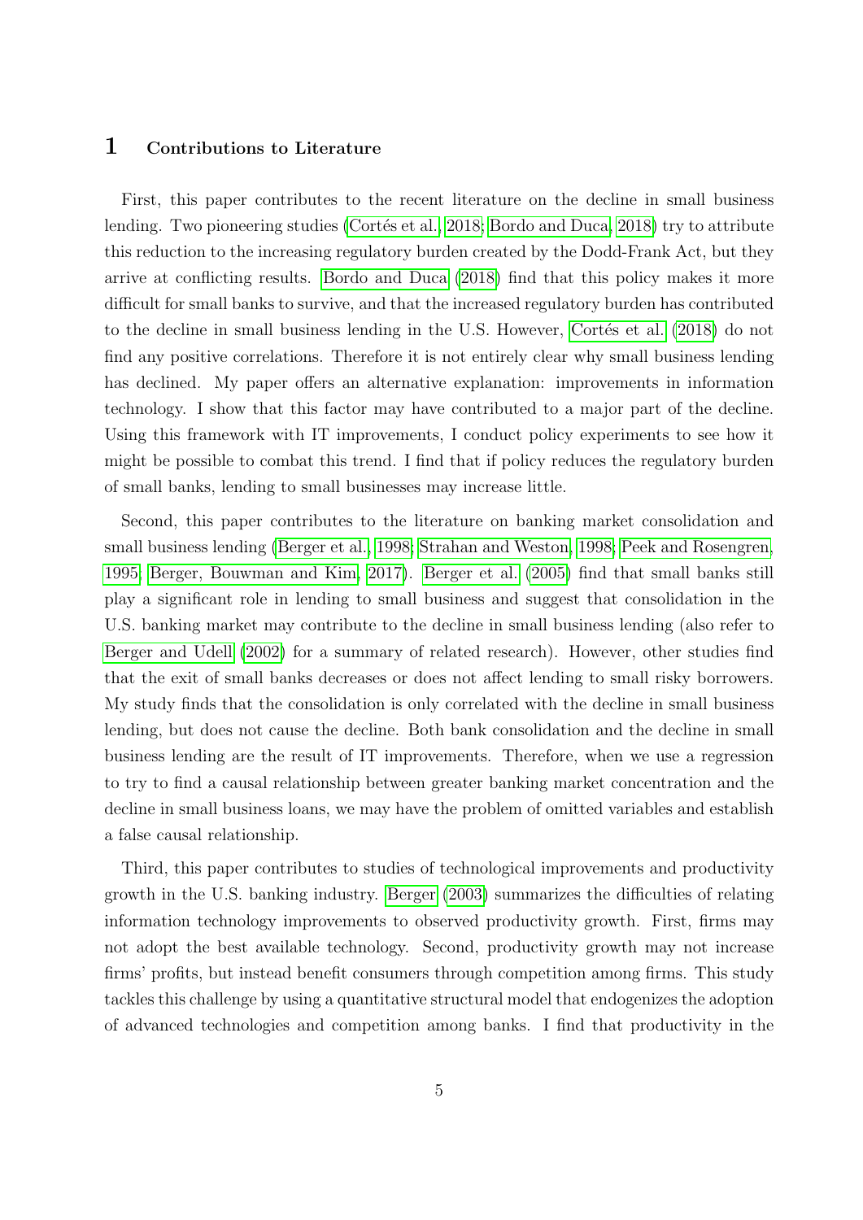# 1 Contributions to Literature

First, this paper contributes to the recent literature on the decline in small business lending. Two pioneering studies (Cortés et al., 2018; Bordo and Duca, 2018) try to attribute this reduction to the increasing regulatory burden created by the Dodd-Frank Act, but they arrive at conflicting results. Bordo and Duca (2018) find that this policy makes it more difficult for small banks to survive, and that the increased regulatory burden has contributed to the decline in small business lending in the U.S. However, Cortés et al. (2018) do not find any positive correlations. Therefore it is not entirely clear why small business lending has declined. My paper offers an alternative explanation: improvements in information technology. I show that this factor may have contributed to a major part of the decline. Using this framework with IT improvements, I conduct policy experiments to see how it might be possible to combat this trend. I find that if policy reduces the regulatory burden of small banks, lending to small businesses may increase little.

Second, this paper contributes to the literature on banking market consolidation and small business lending (Berger et al., 1998; Strahan and Weston, 1998; Peek and Rosengren, 1995; Berger, Bouwman and Kim, 2017). Berger et al. (2005) find that small banks still play a significant role in lending to small business and suggest that consolidation in the U.S. banking market may contribute to the decline in small business lending (also refer to Berger and Udell (2002) for a summary of related research). However, other studies find that the exit of small banks decreases or does not affect lending to small risky borrowers. My study finds that the consolidation is only correlated with the decline in small business lending, but does not cause the decline. Both bank consolidation and the decline in small business lending are the result of IT improvements. Therefore, when we use a regression to try to find a causal relationship between greater banking market concentration and the decline in small business loans, we may have the problem of omitted variables and establish a false causal relationship.

Third, this paper contributes to studies of technological improvements and productivity growth in the U.S. banking industry. Berger (2003) summarizes the difficulties of relating information technology improvements to observed productivity growth. First, firms may not adopt the best available technology. Second, productivity growth may not increase firms' profits, but instead benefit consumers through competition among firms. This study tackles this challenge by using a quantitative structural model that endogenizes the adoption of advanced technologies and competition among banks. I find that productivity in the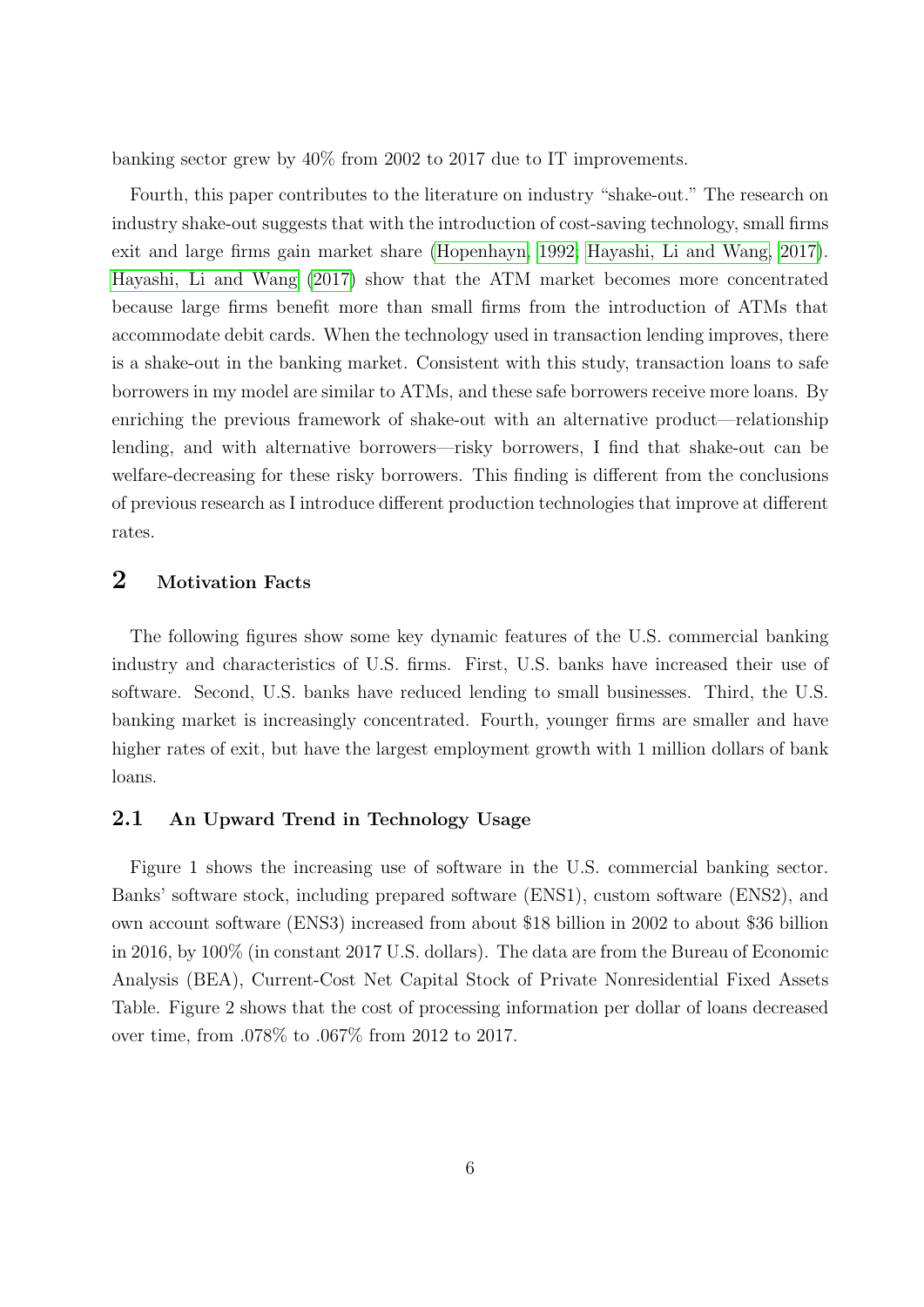banking sector grew by 40% from 2002 to 2017 due to IT improvements.

Fourth, this paper contributes to the literature on industry "shake-out." The research on industry shake-out suggests that with the introduction of cost-saving technology, small firms exit and large firms gain market share (Hopenhayn, 1992; Hayashi, Li and Wang, 2017). Hayashi, Li and Wang (2017) show that the ATM market becomes more concentrated because large firms benefit more than small firms from the introduction of ATMs that accommodate debit cards. When the technology used in transaction lending improves, there is a shake-out in the banking market. Consistent with this study, transaction loans to safe borrowers in my model are similar to ATMs, and these safe borrowers receive more loans. By enriching the previous framework of shake-out with an alternative product—relationship lending, and with alternative borrowers—risky borrowers, I find that shake-out can be welfare-decreasing for these risky borrowers. This finding is different from the conclusions of previous research as I introduce different production technologies that improve at different rates.

## 2 Motivation Facts

The following figures show some key dynamic features of the U.S. commercial banking industry and characteristics of U.S. firms. First, U.S. banks have increased their use of software. Second, U.S. banks have reduced lending to small businesses. Third, the U.S. banking market is increasingly concentrated. Fourth, younger firms are smaller and have higher rates of exit, but have the largest employment growth with 1 million dollars of bank loans.

### 2.1 An Upward Trend in Technology Usage

Figure 1 shows the increasing use of software in the U.S. commercial banking sector. Banks' software stock, including prepared software (ENS1), custom software (ENS2), and own account software (ENS3) increased from about \$18 billion in 2002 to about \$36 billion in 2016, by 100% (in constant 2017 U.S. dollars). The data are from the Bureau of Economic Analysis (BEA), Current-Cost Net Capital Stock of Private Nonresidential Fixed Assets Table. Figure 2 shows that the cost of processing information per dollar of loans decreased over time, from .078% to .067% from 2012 to 2017.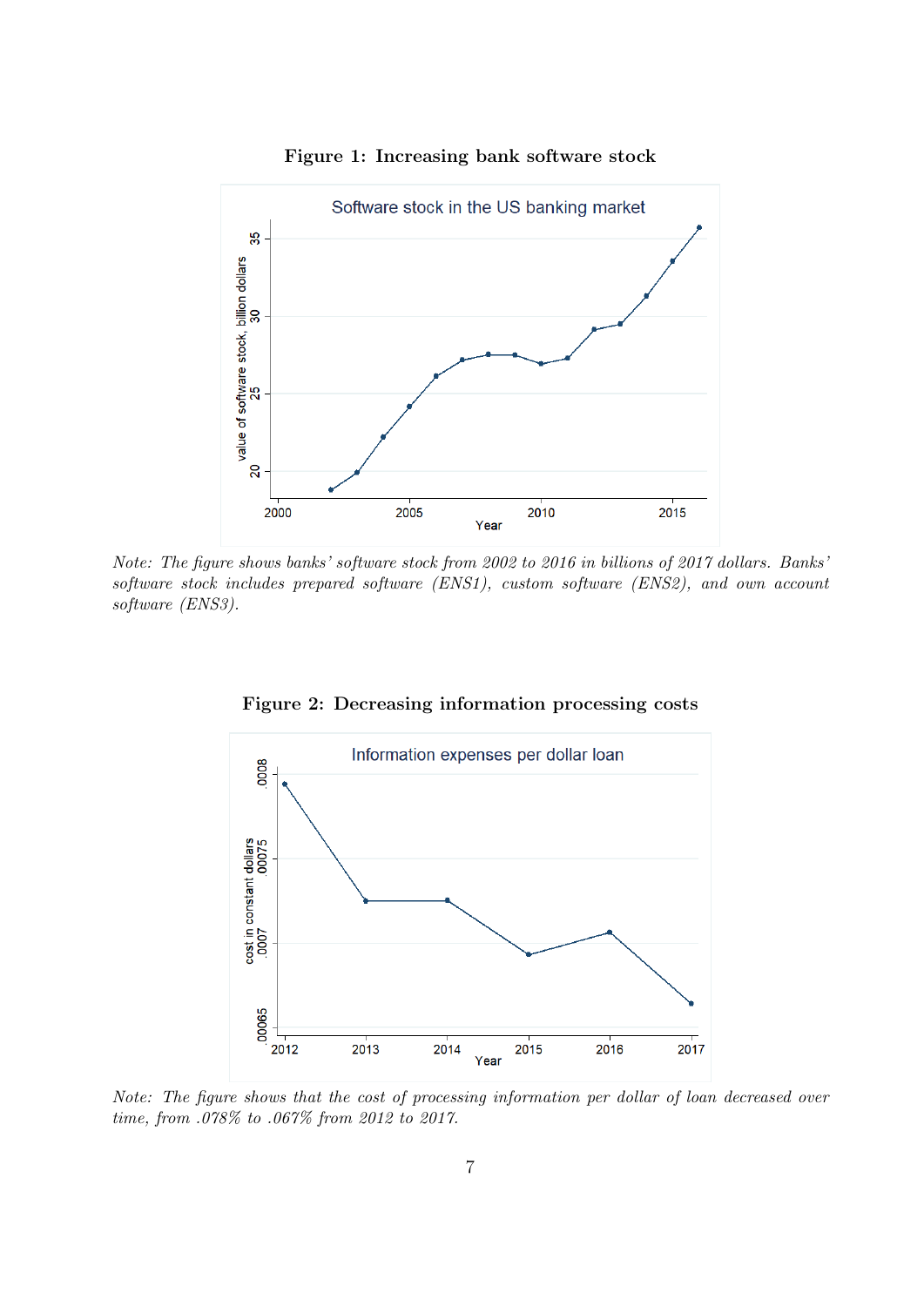**Figure 1: Increasing bank software stock**

*Note: The figure shows banks' software stock from 2002 to 2016 in billions of 2017 dollars. Banks' software stock includes prepared software (ENS1), custom software (ENS2), and own account software (ENS3).*

**Figure 2: Decreasing information processing costs**

*Note: The figure shows that the cost of processing information per dollar of loan decreased over time, from .078% to .067% from 2012 to 2017.*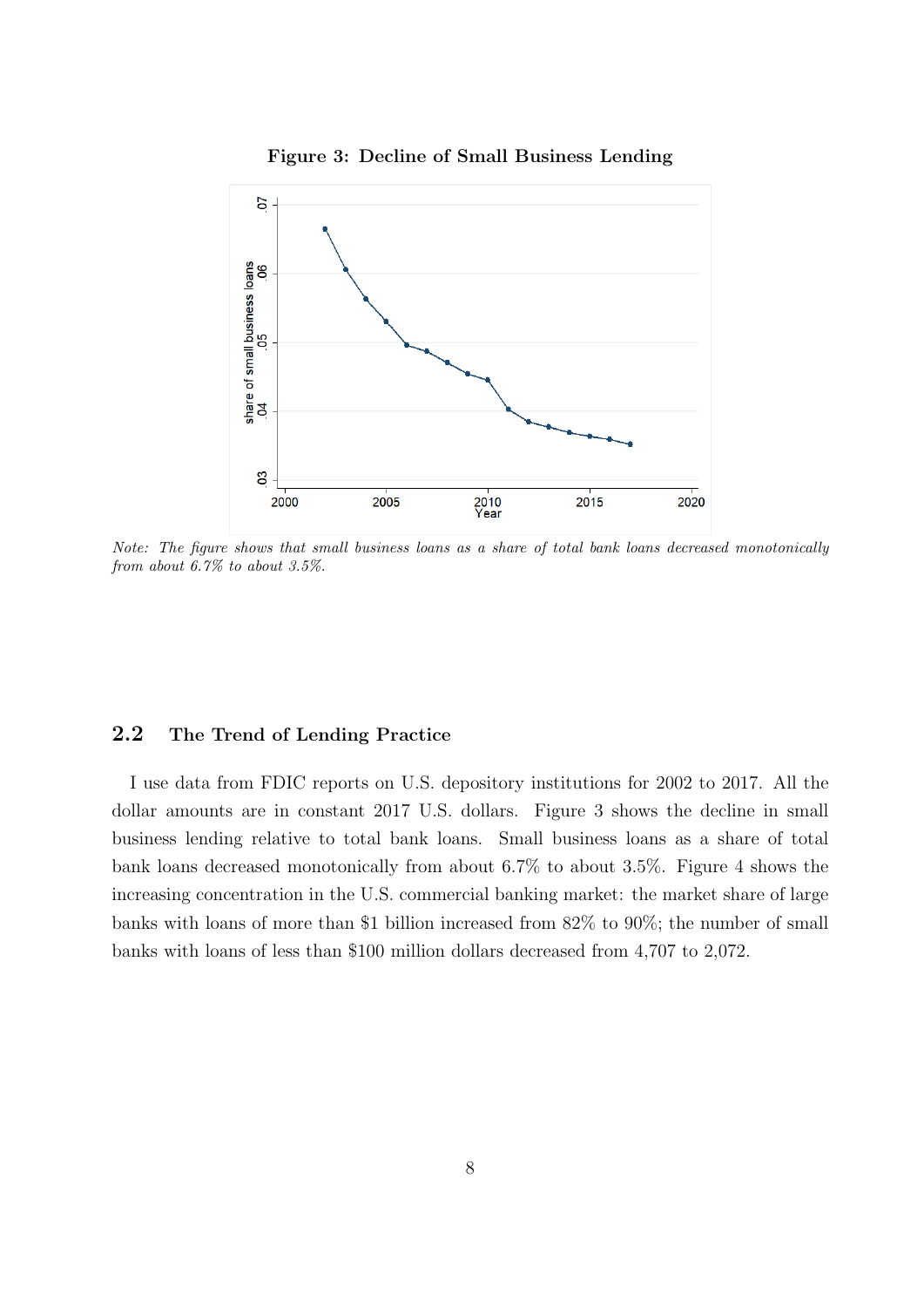**Figure 3: Decline of Small Business Lending**

*Note: The figure shows that small business loans as a share of total bank loans decreased monotonically from about 6.7% to about 3.5%.*

## 2.2 The Trend of Lending Practice

I use data from FDIC reports on U.S. depository institutions for 2002 to 2017. All the dollar amounts are in constant 2017 U.S. dollars. Figure 3 shows the decline in small business lending relative to total bank loans. Small business loans as a share of total bank loans decreased monotonically from about 6.7% to about 3.5%. Figure 4 shows the increasing concentration in the U.S. commercial banking market: the market share of large banks with loans of more than $1 billion increased from 82% to 90%; the number of small banks with loans of less than $100 million dollars decreased from 4,707 to 2,072.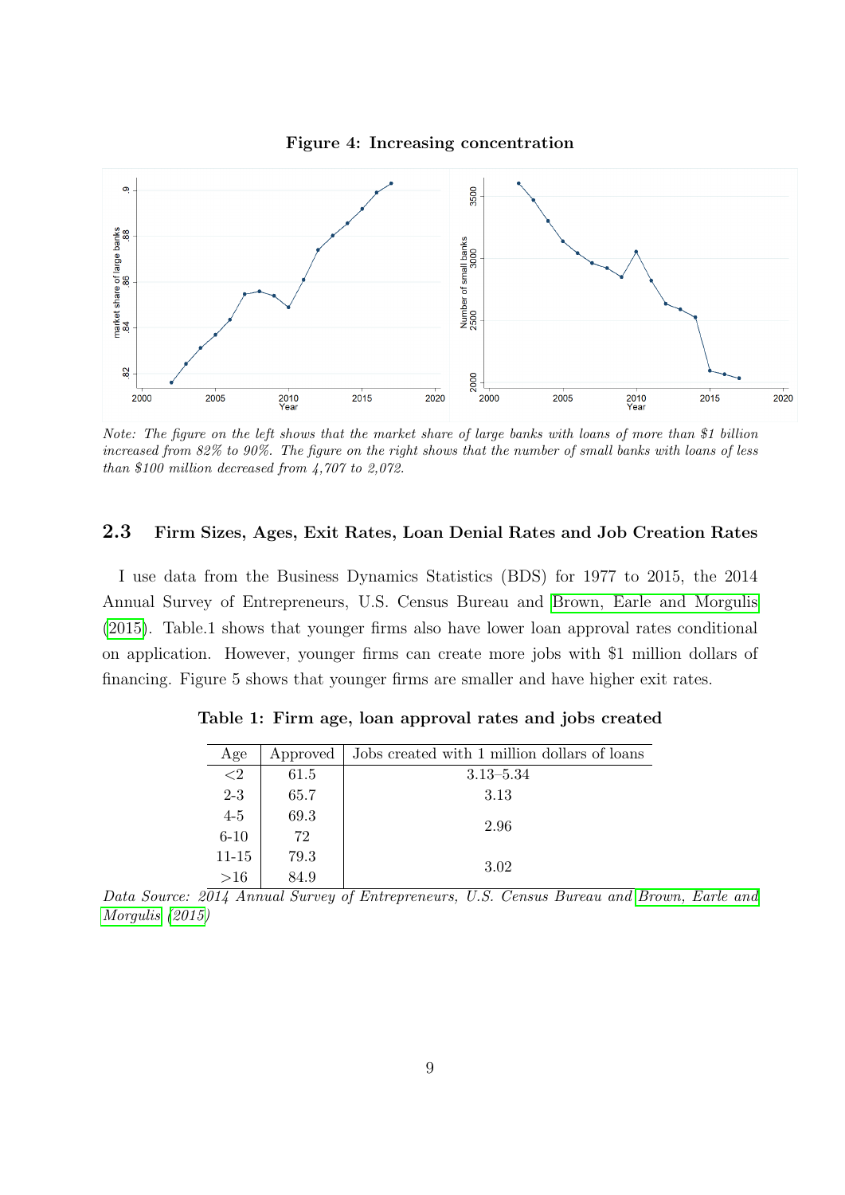**Figure 4: Increasing concentration**

*Note: The figure on the left shows that the market share of large banks with loans of more than \$1 billion increased from 82% to 90%. The figure on the right shows that the number of small banks with loans of less than \$100 million decreased from 4,707 to 2,072.*

### 2.3 Firm Sizes, Ages, Exit Rates, Loan Denial Rates and Job Creation Rates

I use data from the Business Dynamics Statistics (BDS) for 1977 to 2015, the 2014 Annual Survey of Entrepreneurs, U.S. Census Bureau and Brown, Earle and Morgulis (2015). Table.1 shows that younger firms also have lower loan approval rates conditional on application. However, younger firms can create more jobs with \$1 million dollars of financing. Figure 5 shows that younger firms are smaller and have higher exit rates.

**Table 1: Firm age, loan approval rates and jobs created**

| Age | Approved | Jobs created with 1 million dollars of loans |
|---|---|---|
| <2 | 61.5 | 3.13–5.34 |
| 2-3 | 65.7 | 3.13 |
| 4-5 | 69.3 | 2.96 |
| 6-10 | 72 | |
| 11-15 | 79.3 | 3.02 |
| >16 | 84.9 | |

*Data Source: 2014 Annual Survey of Entrepreneurs, U.S. Census Bureau and Brown, Earle and Morgulis (2015)*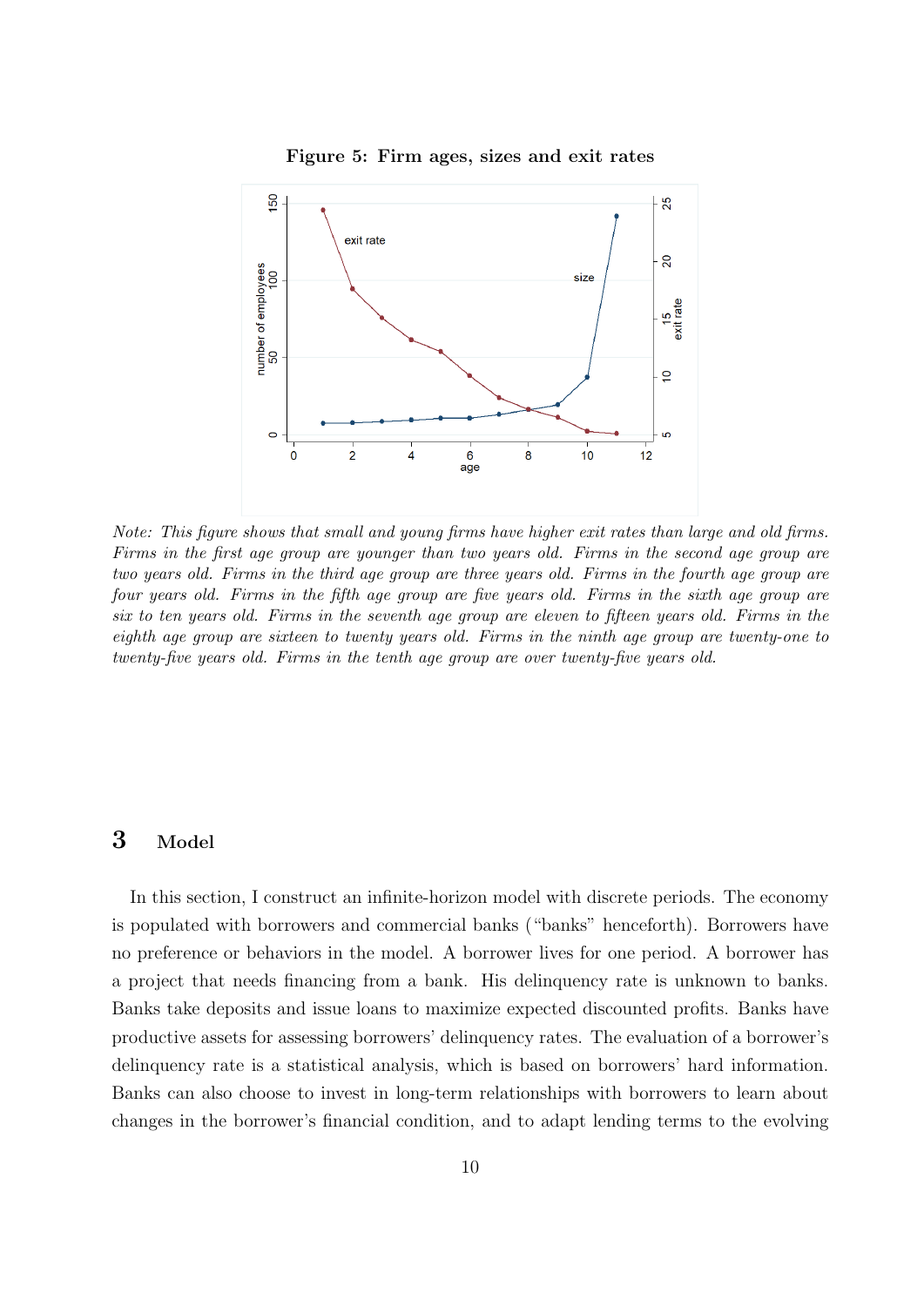**Figure 5: Firm ages, sizes and exit rates**

*Note: This figure shows that small and young firms have higher exit rates than large and old firms. Firms in the first age group are younger than two years old. Firms in the second age group are two years old. Firms in the third age group are three years old. Firms in the fourth age group are four years old. Firms in the fifth age group are five years old. Firms in the sixth age group are six to ten years old. Firms in the seventh age group are eleven to fifteen years old. Firms in the eighth age group are sixteen to twenty years old. Firms in the ninth age group are twenty-one to twenty-five years old. Firms in the tenth age group are over twenty-five years old.*

# 3 Model

In this section, I construct an infinite-horizon model with discrete periods. The economy is populated with borrowers and commercial banks ("banks" henceforth). Borrowers have no preference or behaviors in the model. A borrower lives for one period. A borrower has a project that needs financing from a bank. His delinquency rate is unknown to banks. Banks take deposits and issue loans to maximize expected discounted profits. Banks have productive assets for assessing borrowers' delinquency rates. The evaluation of a borrower's delinquency rate is a statistical analysis, which is based on borrowers' hard information. Banks can also choose to invest in long-term relationships with borrowers to learn about changes in the borrower's financial condition, and to adapt lending terms to the evolving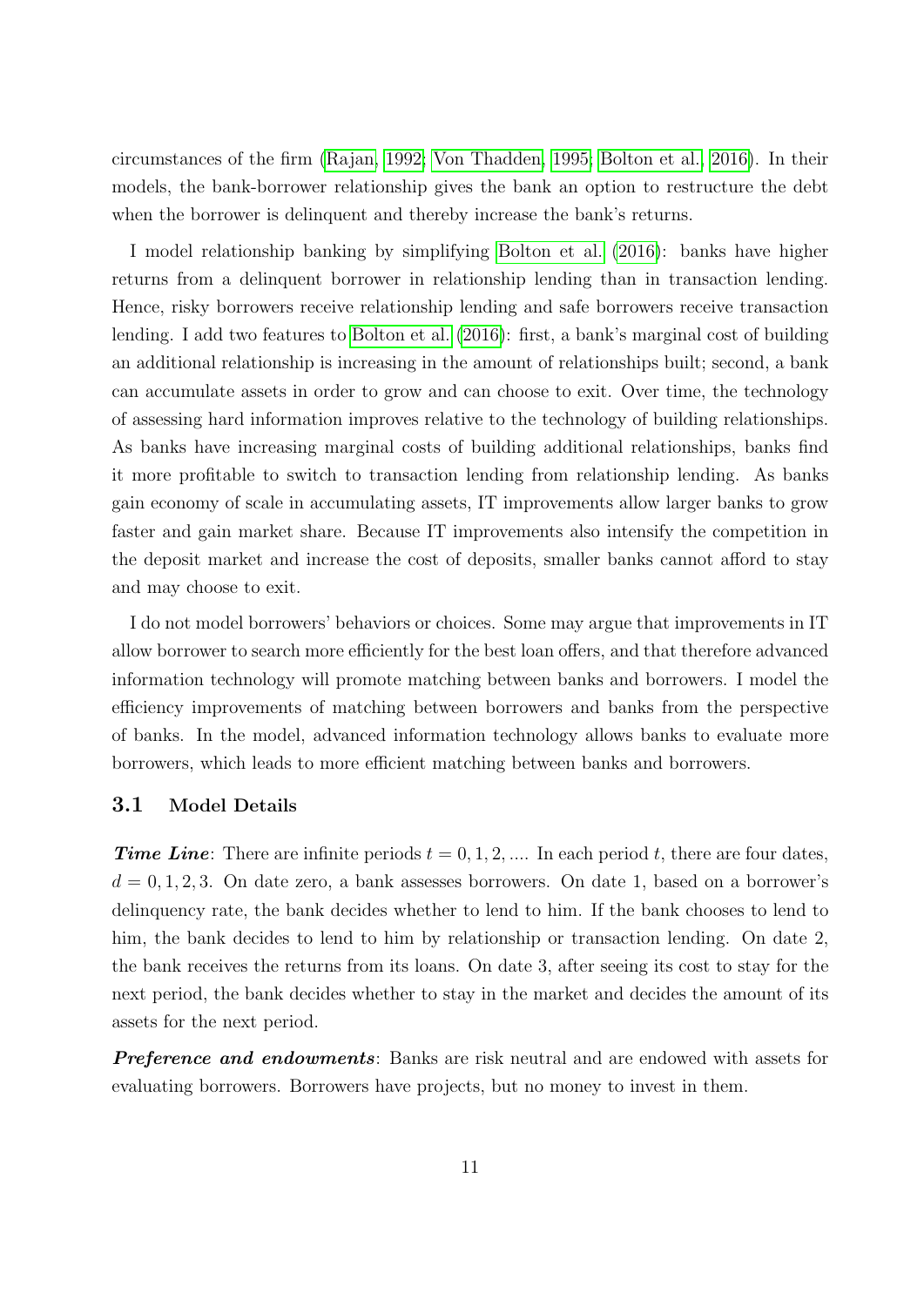circumstances of the firm (Rajan, 1992; Von Thadden, 1995; Bolton et al., 2016). In their models, the bank-borrower relationship gives the bank an option to restructure the debt when the borrower is delinquent and thereby increase the bank's returns.

I model relationship banking by simplifying Bolton et al. (2016): banks have higher returns from a delinquent borrower in relationship lending than in transaction lending. Hence, risky borrowers receive relationship lending and safe borrowers receive transaction lending. I add two features to Bolton et al. (2016): first, a bank's marginal cost of building an additional relationship is increasing in the amount of relationships built; second, a bank can accumulate assets in order to grow and can choose to exit. Over time, the technology of assessing hard information improves relative to the technology of building relationships. As banks have increasing marginal costs of building additional relationships, banks find it more profitable to switch to transaction lending from relationship lending. As banks gain economy of scale in accumulating assets, IT improvements allow larger banks to grow faster and gain market share. Because IT improvements also intensify the competition in the deposit market and increase the cost of deposits, smaller banks cannot afford to stay and may choose to exit.

I do not model borrowers' behaviors or choices. Some may argue that improvements in IT allow borrower to search more efficiently for the best loan offers, and that therefore advanced information technology will promote matching between banks and borrowers. I model the efficiency improvements of matching between borrowers and banks from the perspective of banks. In the model, advanced information technology allows banks to evaluate more borrowers, which leads to more efficient matching between banks and borrowers.

### 3.1 Model Details

***Time Line***: There are infinite periods $t = 0, 1, 2, ....$ In each period $t$, there are four dates, $d = 0, 1, 2, 3$. On date zero, a bank assesses borrowers. On date 1, based on a borrower's delinquency rate, the bank decides whether to lend to him. If the bank chooses to lend to him, the bank decides to lend to him by relationship or transaction lending. On date 2, the bank receives the returns from its loans. On date 3, after seeing its cost to stay for the next period, the bank decides whether to stay in the market and decides the amount of its assets for the next period.

***Preference and endowments***: Banks are risk neutral and are endowed with assets for evaluating borrowers. Borrowers have projects, but no money to invest in them.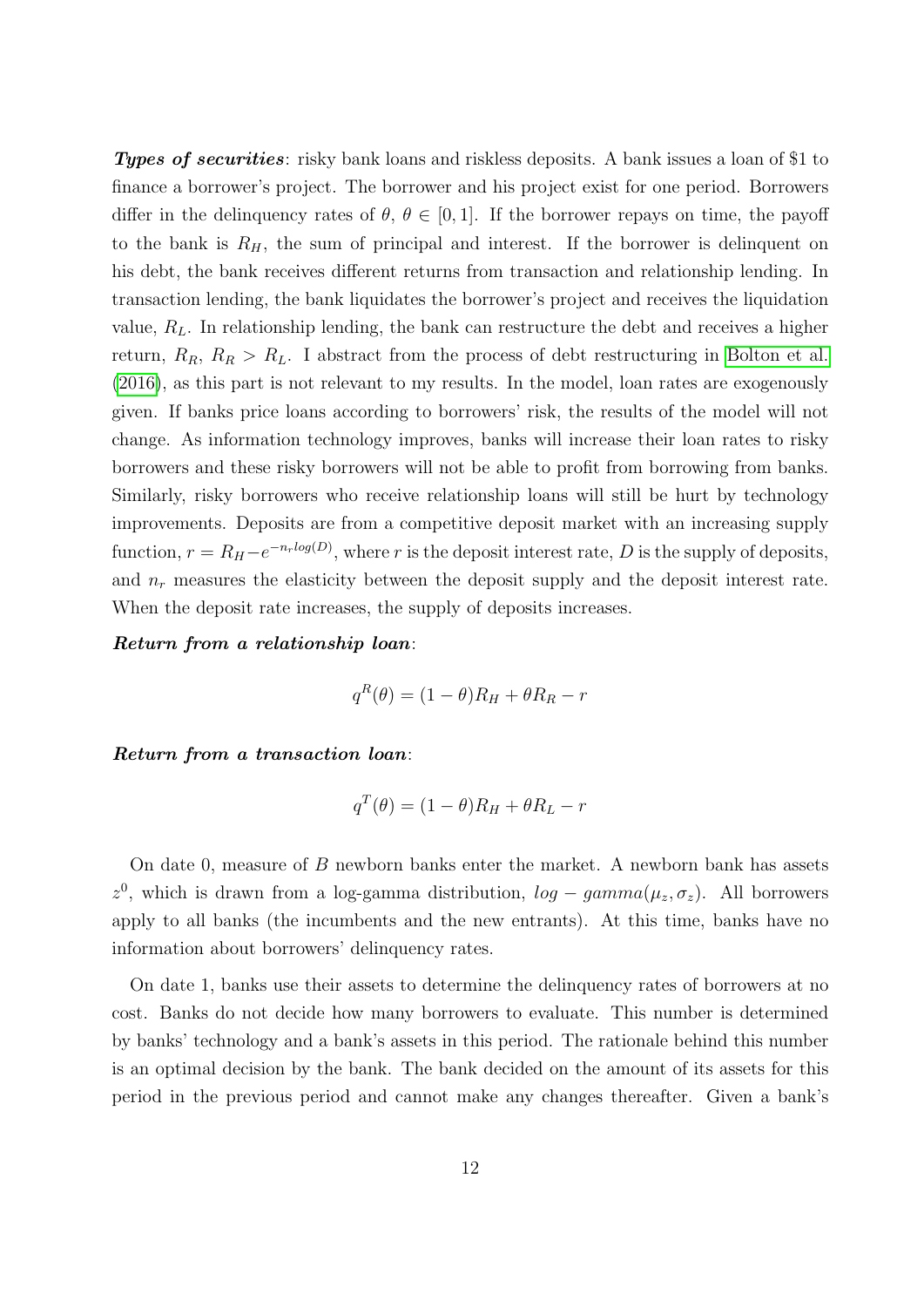***Types of securities***: risky bank loans and riskless deposits. A bank issues a loan of \$1 to finance a borrower's project. The borrower and his project exist for one period. Borrowers differ in the delinquency rates of $\theta$, $\theta \in [0, 1]$. If the borrower repays on time, the payoff to the bank is $R_H$, the sum of principal and interest. If the borrower is delinquent on his debt, the bank receives different returns from transaction and relationship lending. In transaction lending, the bank liquidates the borrower's project and receives the liquidation value, $R_L$. In relationship lending, the bank can restructure the debt and receives a higher return, $R_R$, $R_R > R_L$. I abstract from the process of debt restructuring in Bolton et al. (2016), as this part is not relevant to my results. In the model, loan rates are exogenously given. If banks price loans according to borrowers' risk, the results of the model will not change. As information technology improves, banks will increase their loan rates to risky borrowers and these risky borrowers will not be able to profit from borrowing from banks. Similarly, risky borrowers who receive relationship loans will still be hurt by technology improvements. Deposits are from a competitive deposit market with an increasing supply function, $r = R_H - e^{-n_r log(D)}$, where $r$ is the deposit interest rate, $D$ is the supply of deposits, and $n_r$ measures the elasticity between the deposit supply and the deposit interest rate. When the deposit rate increases, the supply of deposits increases.

***Return from a relationship loan***:

$$q^R(\theta) = (1 - \theta)R_H + \theta R_R - r$$

***Return from a transaction loan***:

$$q^T(\theta) = (1 - \theta)R_H + \theta R_L - r$$

On date 0, measure of $B$ newborn banks enter the market. A newborn bank has assets $z^0$, which is drawn from a log-gamma distribution, $log - gamma(\mu_z, \sigma_z)$. All borrowers apply to all banks (the incumbents and the new entrants). At this time, banks have no information about borrowers' delinquency rates.

On date 1, banks use their assets to determine the delinquency rates of borrowers at no cost. Banks do not decide how many borrowers to evaluate. This number is determined by banks' technology and a bank's assets in this period. The rationale behind this number is an optimal decision by the bank. The bank decided on the amount of its assets for this period in the previous period and cannot make any changes thereafter. Given a bank's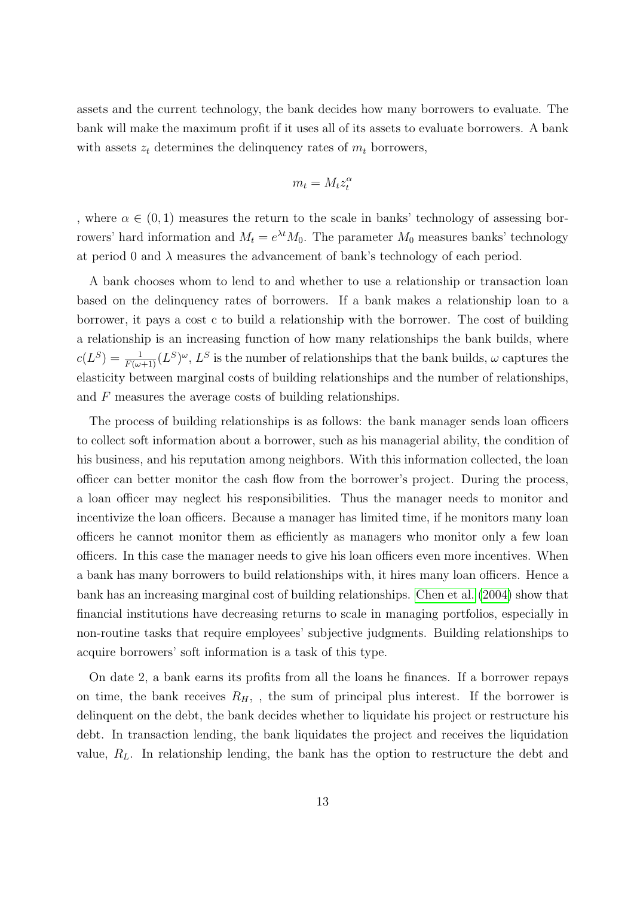assets and the current technology, the bank decides how many borrowers to evaluate. The bank will make the maximum profit if it uses all of its assets to evaluate borrowers. A bank with assets $z_t$ determines the delinquency rates of $m_t$ borrowers,

$$m_t = M_t z_t^{\alpha}$$

, where $\alpha \in (0, 1)$ measures the return to the scale in banks' technology of assessing borrowers' hard information and $M_t = e^{\lambda t} M_0$. The parameter $M_0$ measures banks' technology at period 0 and $\lambda$ measures the advancement of bank's technology of each period.

A bank chooses whom to lend to and whether to use a relationship or transaction loan based on the delinquency rates of borrowers. If a bank makes a relationship loan to a borrower, it pays a cost c to build a relationship with the borrower. The cost of building a relationship is an increasing function of how many relationships the bank builds, where $c(L^S) = \frac{1}{F(\omega+1)}(L^S)^{\omega}$, $L^S$ is the number of relationships that the bank builds, $\omega$ captures the elasticity between marginal costs of building relationships and the number of relationships, and $F$ measures the average costs of building relationships.

The process of building relationships is as follows: the bank manager sends loan officers to collect soft information about a borrower, such as his managerial ability, the condition of his business, and his reputation among neighbors. With this information collected, the loan officer can better monitor the cash flow from the borrower's project. During the process, a loan officer may neglect his responsibilities. Thus the manager needs to monitor and incentivize the loan officers. Because a manager has limited time, if he monitors many loan officers he cannot monitor them as efficiently as managers who monitor only a few loan officers. In this case the manager needs to give his loan officers even more incentives. When a bank has many borrowers to build relationships with, it hires many loan officers. Hence a bank has an increasing marginal cost of building relationships. Chen et al. (2004) show that financial institutions have decreasing returns to scale in managing portfolios, especially in non-routine tasks that require employees' subjective judgments. Building relationships to acquire borrowers' soft information is a task of this type.

On date 2, a bank earns its profits from all the loans he finances. If a borrower repays on time, the bank receives $R_H$, , the sum of principal plus interest. If the borrower is delinquent on the debt, the bank decides whether to liquidate his project or restructure his debt. In transaction lending, the bank liquidates the project and receives the liquidation value, $R_L$. In relationship lending, the bank has the option to restructure the debt and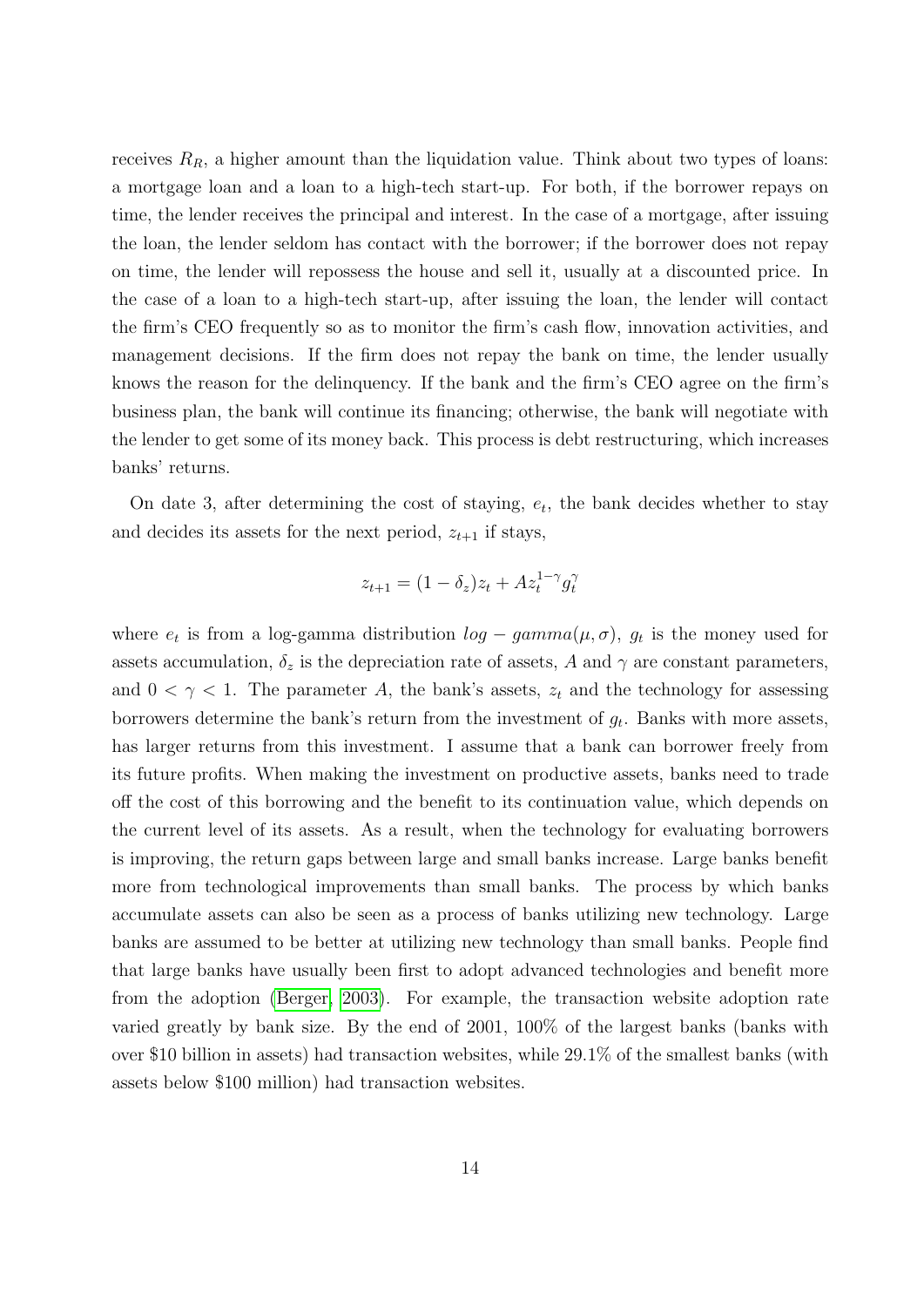receives $R_R$, a higher amount than the liquidation value. Think about two types of loans: a mortgage loan and a loan to a high-tech start-up. For both, if the borrower repays on time, the lender receives the principal and interest. In the case of a mortgage, after issuing the loan, the lender seldom has contact with the borrower; if the borrower does not repay on time, the lender will repossess the house and sell it, usually at a discounted price. In the case of a loan to a high-tech start-up, after issuing the loan, the lender will contact the firm's CEO frequently so as to monitor the firm's cash flow, innovation activities, and management decisions. If the firm does not repay the bank on time, the lender usually knows the reason for the delinquency. If the bank and the firm's CEO agree on the firm's business plan, the bank will continue its financing; otherwise, the bank will negotiate with the lender to get some of its money back. This process is debt restructuring, which increases banks' returns.

On date 3, after determining the cost of staying, $e_t$, the bank decides whether to stay and decides its assets for the next period, $z_{t+1}$ if stays,

$$z_{t+1} = (1 - \delta_z)z_t + Az_t^{1-\gamma}g_t^{\gamma}$$

where $e_t$ is from a log-gamma distribution $log - gamma(\mu, \sigma)$, $g_t$ is the money used for assets accumulation, $\delta_z$ is the depreciation rate of assets, $A$ and $\gamma$ are constant parameters, and $0 < \gamma < 1$. The parameter $A$, the bank's assets, $z_t$ and the technology for assessing borrowers determine the bank's return from the investment of $g_t$. Banks with more assets, has larger returns from this investment. I assume that a bank can borrower freely from its future profits. When making the investment on productive assets, banks need to trade off the cost of this borrowing and the benefit to its continuation value, which depends on the current level of its assets. As a result, when the technology for evaluating borrowers is improving, the return gaps between large and small banks increase. Large banks benefit more from technological improvements than small banks. The process by which banks accumulate assets can also be seen as a process of banks utilizing new technology. Large banks are assumed to be better at utilizing new technology than small banks. People find that large banks have usually been first to adopt advanced technologies and benefit more from the adoption (Berger, 2003). For example, the transaction website adoption rate varied greatly by bank size. By the end of 2001, 100% of the largest banks (banks with over \$10 billion in assets) had transaction websites, while 29.1% of the smallest banks (with assets below \$100 million) had transaction websites.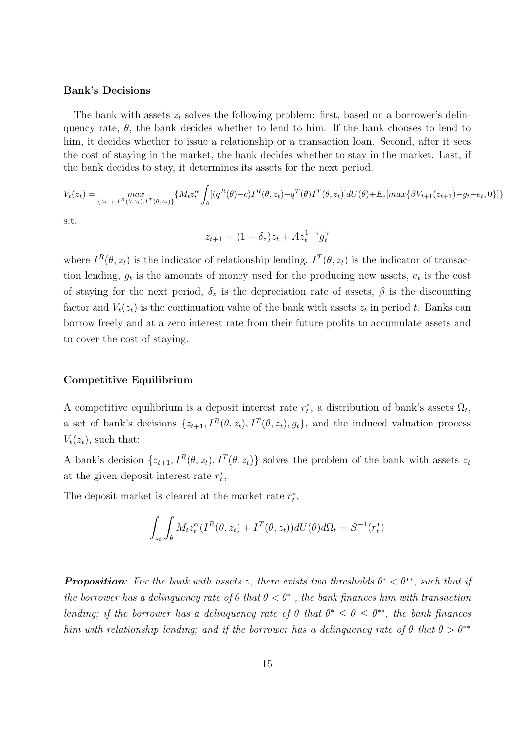**Bank's Decisions**

The bank with assets $z_t$ solves the following problem: first, based on a borrower's delinquency rate, $\theta$, the bank decides whether to lend to him. If the bank chooses to lend to him, it decides whether to issue a relationship or a transaction loan. Second, after it sees the cost of staying in the market, the bank decides whether to stay in the market. Last, if the bank decides to stay, it determines its assets for the next period.

$$V_t(z_t) = \max_{\{z_{t+1}, I^R(\theta,z_t), I^T(\theta,z_t)\}} \{M_t z_t^{\alpha} \int_{\theta} [(q^R(\theta)-c)I^R(\theta,z_t) + q^T(\theta)I^T(\theta,z_t)]dU(\theta) + E_e[max\{\beta V_{t+1}(z_{t+1}) - g_t - e_t, 0\}]\}$$

s.t.

$$z_{t+1} = (1-\delta_z)z_t + Az_t^{1-\gamma}g_t^{\gamma}$$

where $I^R(\theta, z_t)$ is the indicator of relationship lending, $I^T(\theta, z_t)$ is the indicator of transaction lending, $g_t$ is the amounts of money used for the producing new assets, $e_t$ is the cost of staying for the next period, $\delta_z$ is the depreciation rate of assets, $\beta$ is the discounting factor and $V_t(z_t)$ is the continuation value of the bank with assets $z_t$ in period $t$. Banks can borrow freely and at a zero interest rate from their future profits to accumulate assets and to cover the cost of staying.

**Competitive Equilibrium**

A competitive equilibrium is a deposit interest rate $r_t^*$, a distribution of bank's assets $\Omega_t$, a set of bank's decisions $\{z_{t+1}, I^R(\theta, z_t), I^T(\theta, z_t), g_t\}$, and the induced valuation process $V_t(z_t)$, such that:

A bank's decision $\{z_{t+1}, I^R(\theta, z_t), I^T(\theta, z_t)\}$ solves the problem of the bank with assets $z_t$ at the given deposit interest rate $r_t^*$,

The deposit market is cleared at the market rate $r_t^*$,

$$\int_{z_t} \int_{\theta} M_t z_t^{\alpha}(I^R(\theta, z_t) + I^T(\theta, z_t))dU(\theta)d\Omega_t = S^{-1}(r_t^*)$$

***Proposition***: *For the bank with assets $z$, there exists two thresholds $\theta^* < \theta^{**}$, such that if the borrower has a delinquency rate of $\theta$ that $\theta < \theta^*$ , the bank finances him with transaction lending; if the borrower has a delinquency rate of $\theta$ that $\theta^* \leq \theta \leq \theta^{**}$, the bank finances him with relationship lending; and if the borrower has a delinquency rate of $\theta$ that $\theta > \theta^{**}$*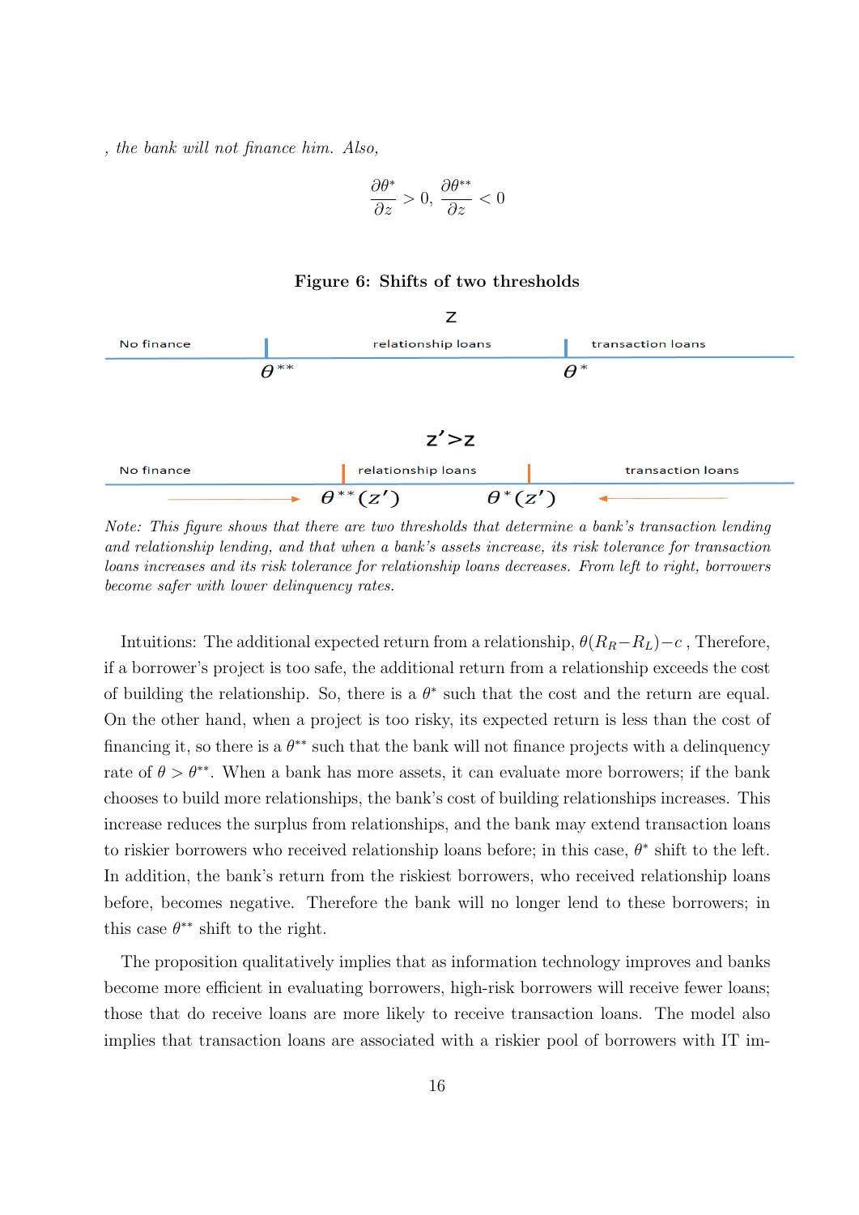*, the bank will not finance him. Also,*

$$\frac{\partial \theta^*}{\partial z} > 0, \; \frac{\partial \theta^{**}}{\partial z} < 0$$

**Figure 6: Shifts of two thresholds**

z

No finance | $\theta^{**}$ | relationship loans | $\theta^*$ | transaction loans

z'>z

No finance → $\theta^{**}(z')$ | relationship loans | $\theta^*(z')$ ← transaction loans

*Note: This figure shows that there are two thresholds that determine a bank's transaction lending and relationship lending, and that when a bank's assets increase, its risk tolerance for transaction loans increases and its risk tolerance for relationship loans decreases. From left to right, borrowers become safer with lower delinquency rates.*

Intuitions: The additional expected return from a relationship, $\theta(R_R - R_L) - c$ , Therefore, if a borrower's project is too safe, the additional return from a relationship exceeds the cost of building the relationship. So, there is a $\theta^*$ such that the cost and the return are equal. On the other hand, when a project is too risky, its expected return is less than the cost of financing it, so there is a $\theta^{**}$ such that the bank will not finance projects with a delinquency rate of $\theta > \theta^{**}$. When a bank has more assets, it can evaluate more borrowers; if the bank chooses to build more relationships, the bank's cost of building relationships increases. This increase reduces the surplus from relationships, and the bank may extend transaction loans to riskier borrowers who received relationship loans before; in this case, $\theta^*$ shift to the left. In addition, the bank's return from the riskiest borrowers, who received relationship loans before, becomes negative. Therefore the bank will no longer lend to these borrowers; in this case $\theta^{**}$ shift to the right.

The proposition qualitatively implies that as information technology improves and banks become more efficient in evaluating borrowers, high-risk borrowers will receive fewer loans; those that do receive loans are more likely to receive transaction loans. The model also implies that transaction loans are associated with a riskier pool of borrowers with IT im-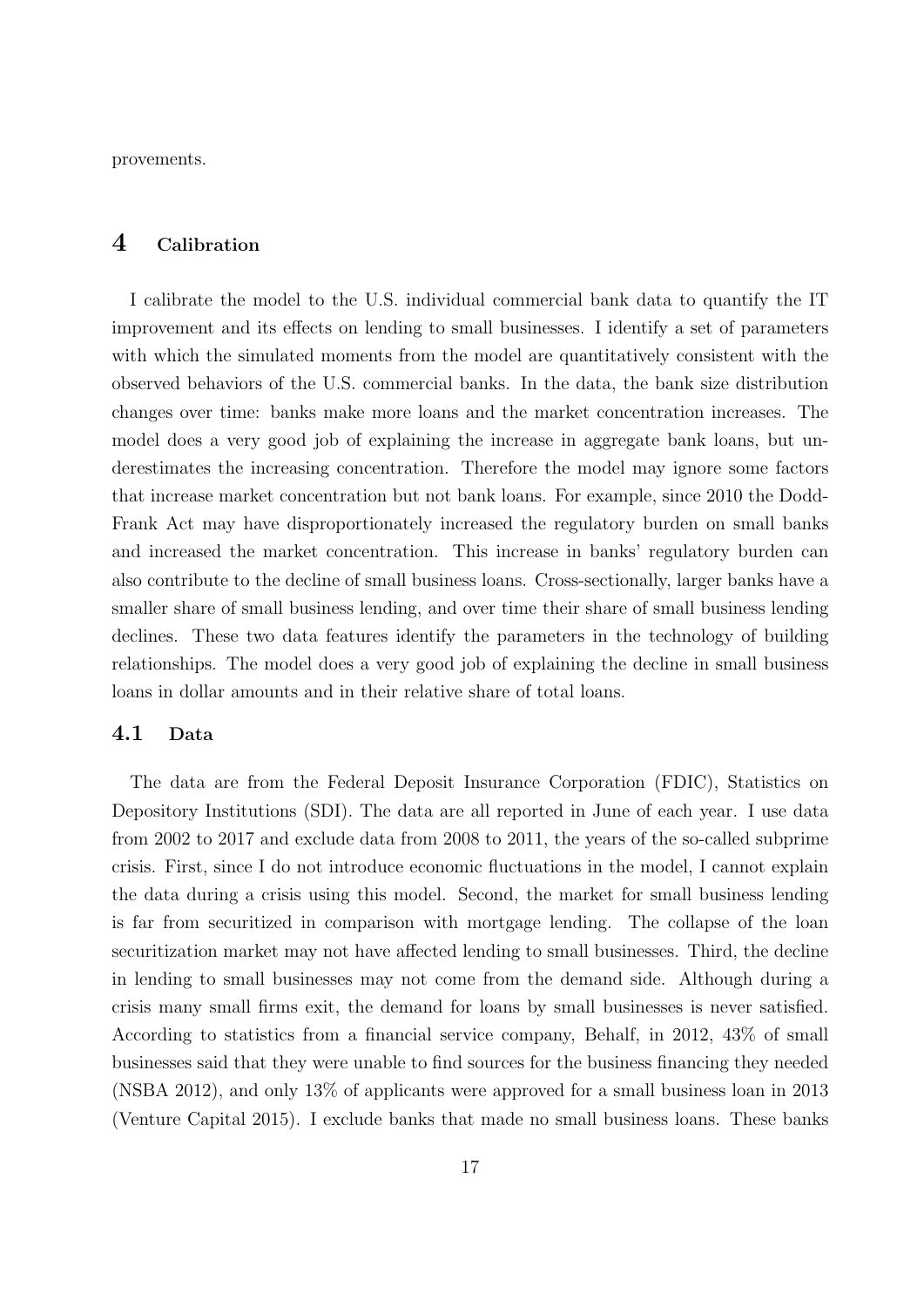provements.

# 4 Calibration

I calibrate the model to the U.S. individual commercial bank data to quantify the IT improvement and its effects on lending to small businesses. I identify a set of parameters with which the simulated moments from the model are quantitatively consistent with the observed behaviors of the U.S. commercial banks. In the data, the bank size distribution changes over time: banks make more loans and the market concentration increases. The model does a very good job of explaining the increase in aggregate bank loans, but underestimates the increasing concentration. Therefore the model may ignore some factors that increase market concentration but not bank loans. For example, since 2010 the Dodd-Frank Act may have disproportionately increased the regulatory burden on small banks and increased the market concentration. This increase in banks' regulatory burden can also contribute to the decline of small business loans. Cross-sectionally, larger banks have a smaller share of small business lending, and over time their share of small business lending declines. These two data features identify the parameters in the technology of building relationships. The model does a very good job of explaining the decline in small business loans in dollar amounts and in their relative share of total loans.

## 4.1 Data

The data are from the Federal Deposit Insurance Corporation (FDIC), Statistics on Depository Institutions (SDI). The data are all reported in June of each year. I use data from 2002 to 2017 and exclude data from 2008 to 2011, the years of the so-called subprime crisis. First, since I do not introduce economic fluctuations in the model, I cannot explain the data during a crisis using this model. Second, the market for small business lending is far from securitized in comparison with mortgage lending. The collapse of the loan securitization market may not have affected lending to small businesses. Third, the decline in lending to small businesses may not come from the demand side. Although during a crisis many small firms exit, the demand for loans by small businesses is never satisfied. According to statistics from a financial service company, Behalf, in 2012, 43% of small businesses said that they were unable to find sources for the business financing they needed (NSBA 2012), and only 13% of applicants were approved for a small business loan in 2013 (Venture Capital 2015). I exclude banks that made no small business loans. These banks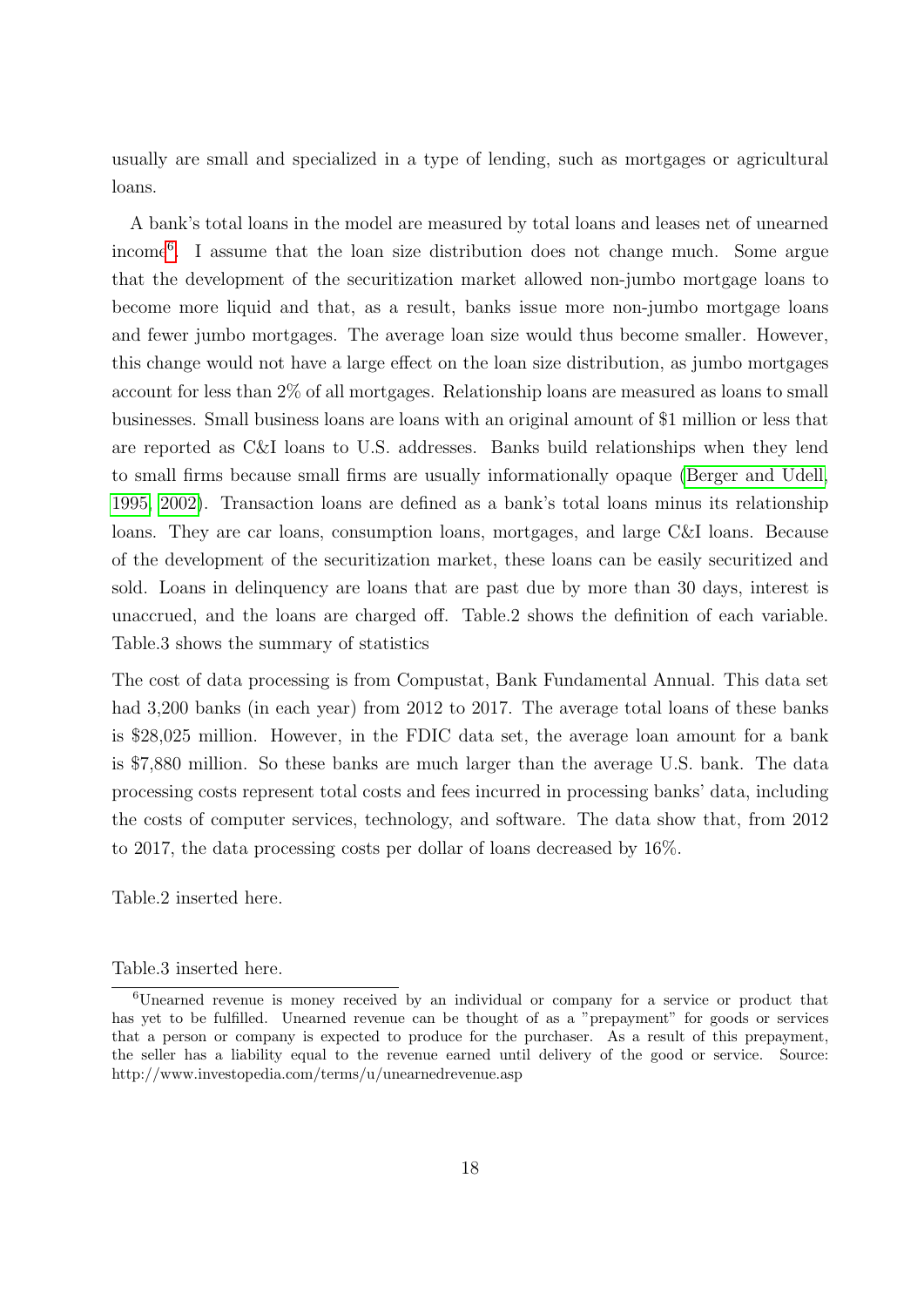usually are small and specialized in a type of lending, such as mortgages or agricultural loans.

A bank's total loans in the model are measured by total loans and leases net of unearned income[6]. I assume that the loan size distribution does not change much. Some argue that the development of the securitization market allowed non-jumbo mortgage loans to become more liquid and that, as a result, banks issue more non-jumbo mortgage loans and fewer jumbo mortgages. The average loan size would thus become smaller. However, this change would not have a large effect on the loan size distribution, as jumbo mortgages account for less than 2% of all mortgages. Relationship loans are measured as loans to small businesses. Small business loans are loans with an original amount of \$1 million or less that are reported as C&I loans to U.S. addresses. Banks build relationships when they lend to small firms because small firms are usually informationally opaque (Berger and Udell, 1995, 2002). Transaction loans are defined as a bank's total loans minus its relationship loans. They are car loans, consumption loans, mortgages, and large C&I loans. Because of the development of the securitization market, these loans can be easily securitized and sold. Loans in delinquency are loans that are past due by more than 30 days, interest is unaccrued, and the loans are charged off. Table.2 shows the definition of each variable. Table.3 shows the summary of statistics

The cost of data processing is from Compustat, Bank Fundamental Annual. This data set had 3,200 banks (in each year) from 2012 to 2017. The average total loans of these banks is \$28,025 million. However, in the FDIC data set, the average loan amount for a bank is \$7,880 million. So these banks are much larger than the average U.S. bank. The data processing costs represent total costs and fees incurred in processing banks' data, including the costs of computer services, technology, and software. The data show that, from 2012 to 2017, the data processing costs per dollar of loans decreased by 16%.

Table.2 inserted here.

Table.3 inserted here.

[6] Unearned revenue is money received by an individual or company for a service or product that has yet to be fulfilled. Unearned revenue can be thought of as a "prepayment" for goods or services that a person or company is expected to produce for the purchaser. As a result of this prepayment, the seller has a liability equal to the revenue earned until delivery of the good or service. Source: http://www.investopedia.com/terms/u/unearnedrevenue.asp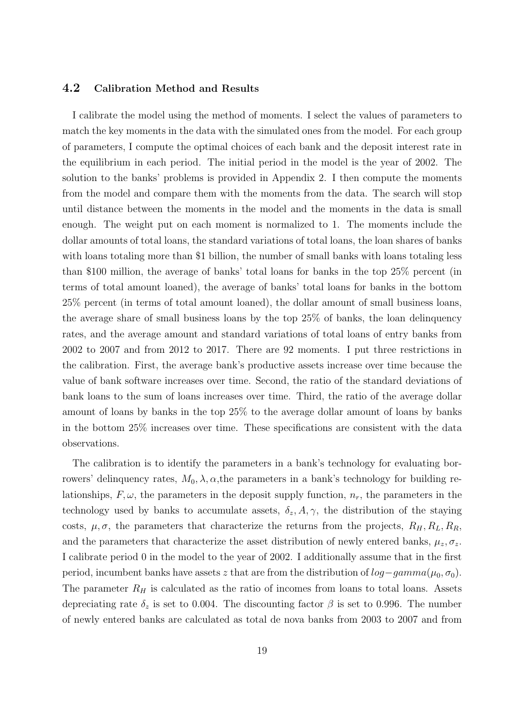### 4.2 Calibration Method and Results

I calibrate the model using the method of moments. I select the values of parameters to match the key moments in the data with the simulated ones from the model. For each group of parameters, I compute the optimal choices of each bank and the deposit interest rate in the equilibrium in each period. The initial period in the model is the year of 2002. The solution to the banks' problems is provided in Appendix 2. I then compute the moments from the model and compare them with the moments from the data. The search will stop until distance between the moments in the model and the moments in the data is small enough. The weight put on each moment is normalized to 1. The moments include the dollar amounts of total loans, the standard variations of total loans, the loan shares of banks with loans totaling more than \$1 billion, the number of small banks with loans totaling less than \$100 million, the average of banks' total loans for banks in the top 25% percent (in terms of total amount loaned), the average of banks' total loans for banks in the bottom 25% percent (in terms of total amount loaned), the dollar amount of small business loans, the average share of small business loans by the top 25% of banks, the loan delinquency rates, and the average amount and standard variations of total loans of entry banks from 2002 to 2007 and from 2012 to 2017. There are 92 moments. I put three restrictions in the calibration. First, the average bank's productive assets increase over time because the value of bank software increases over time. Second, the ratio of the standard deviations of bank loans to the sum of loans increases over time. Third, the ratio of the average dollar amount of loans by banks in the top 25% to the average dollar amount of loans by banks in the bottom 25% increases over time. These specifications are consistent with the data observations.

The calibration is to identify the parameters in a bank's technology for evaluating borrowers' delinquency rates, $M_0, \lambda, \alpha$,the parameters in a bank's technology for building relationships, $F, \omega$, the parameters in the deposit supply function, $n_r$, the parameters in the technology used by banks to accumulate assets, $\delta_z, A, \gamma$, the distribution of the staying costs, $\mu, \sigma$, the parameters that characterize the returns from the projects, $R_H, R_L, R_R$, and the parameters that characterize the asset distribution of newly entered banks, $\mu_z, \sigma_z$. I calibrate period 0 in the model to the year of 2002. I additionally assume that in the first period, incumbent banks have assets $z$ that are from the distribution of $log-gamma(\mu_0, \sigma_0)$. The parameter $R_H$ is calculated as the ratio of incomes from loans to total loans. Assets depreciating rate $\delta_z$ is set to 0.004. The discounting factor $\beta$ is set to 0.996. The number of newly entered banks are calculated as total de nova banks from 2003 to 2007 and from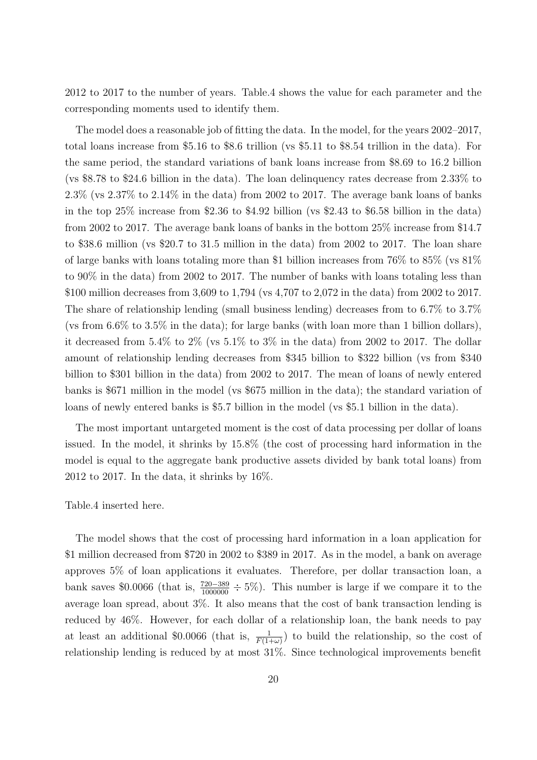2012 to 2017 to the number of years. Table.4 shows the value for each parameter and the corresponding moments used to identify them.

The model does a reasonable job of fitting the data. In the model, for the years 2002–2017, total loans increase from \$5.16 to \$8.6 trillion (vs \$5.11 to \$8.54 trillion in the data). For the same period, the standard variations of bank loans increase from \$8.69 to 16.2 billion (vs \$8.78 to \$24.6 billion in the data). The loan delinquency rates decrease from 2.33% to 2.3% (vs 2.37% to 2.14% in the data) from 2002 to 2017. The average bank loans of banks in the top 25% increase from \$2.36 to \$4.92 billion (vs \$2.43 to \$6.58 billion in the data) from 2002 to 2017. The average bank loans of banks in the bottom 25% increase from \$14.7 to \$38.6 million (vs \$20.7 to 31.5 million in the data) from 2002 to 2017. The loan share of large banks with loans totaling more than \$1 billion increases from 76% to 85% (vs 81% to 90% in the data) from 2002 to 2017. The number of banks with loans totaling less than \$100 million decreases from 3,609 to 1,794 (vs 4,707 to 2,072 in the data) from 2002 to 2017. The share of relationship lending (small business lending) decreases from to 6.7% to 3.7% (vs from 6.6% to 3.5% in the data); for large banks (with loan more than 1 billion dollars), it decreased from 5.4% to 2% (vs 5.1% to 3% in the data) from 2002 to 2017. The dollar amount of relationship lending decreases from \$345 billion to \$322 billion (vs from \$340 billion to \$301 billion in the data) from 2002 to 2017. The mean of loans of newly entered banks is \$671 million in the model (vs \$675 million in the data); the standard variation of loans of newly entered banks is \$5.7 billion in the model (vs \$5.1 billion in the data).

The most important untargeted moment is the cost of data processing per dollar of loans issued. In the model, it shrinks by 15.8% (the cost of processing hard information in the model is equal to the aggregate bank productive assets divided by bank total loans) from 2012 to 2017. In the data, it shrinks by 16%.

Table.4 inserted here.

The model shows that the cost of processing hard information in a loan application for \$1 million decreased from \$720 in 2002 to \$389 in 2017. As in the model, a bank on average approves 5% of loan applications it evaluates. Therefore, per dollar transaction loan, a bank saves \$0.0066 (that is, $\frac{720-389}{1000000} \div 5\%$). This number is large if we compare it to the average loan spread, about 3%. It also means that the cost of bank transaction lending is reduced by 46%. However, for each dollar of a relationship loan, the bank needs to pay at least an additional \$0.0066 (that is, $\frac{1}{F(1+\omega)}$) to build the relationship, so the cost of relationship lending is reduced by at most 31%. Since technological improvements benefit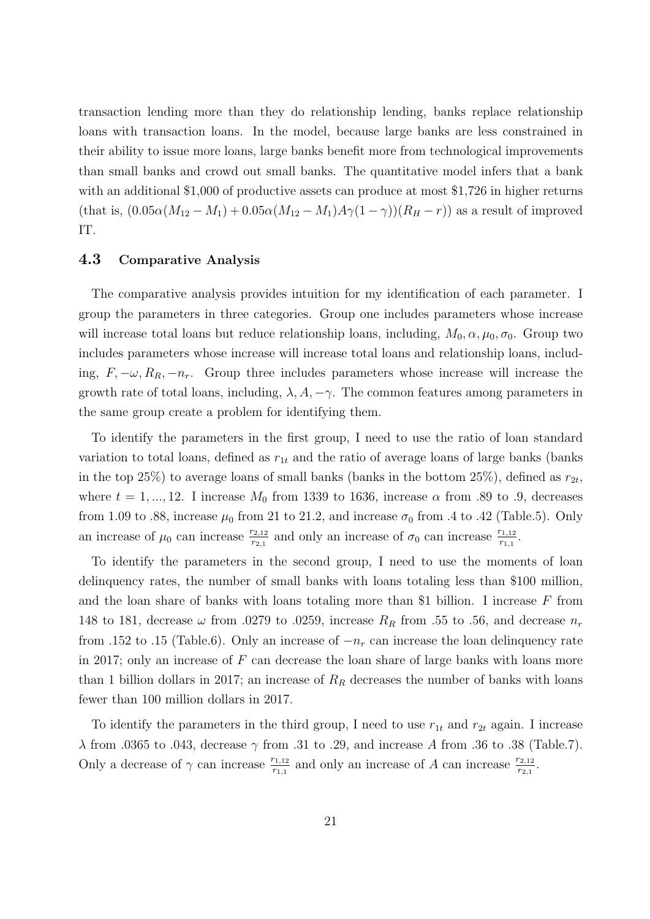transaction lending more than they do relationship lending, banks replace relationship loans with transaction loans. In the model, because large banks are less constrained in their ability to issue more loans, large banks benefit more from technological improvements than small banks and crowd out small banks. The quantitative model infers that a bank with an additional \$1,000 of productive assets can produce at most \$1,726 in higher returns (that is, $(0.05\alpha(M_{12} - M_1) + 0.05\alpha(M_{12} - M_1)A\gamma(1-\gamma))(R_H - r)$) as a result of improved IT.

### 4.3 Comparative Analysis

The comparative analysis provides intuition for my identification of each parameter. I group the parameters in three categories. Group one includes parameters whose increase will increase total loans but reduce relationship loans, including, $M_0, \alpha, \mu_0, \sigma_0$. Group two includes parameters whose increase will increase total loans and relationship loans, including, $F, -\omega, R_R, -n_r$. Group three includes parameters whose increase will increase the growth rate of total loans, including, $\lambda, A, -\gamma$. The common features among parameters in the same group create a problem for identifying them.

To identify the parameters in the first group, I need to use the ratio of loan standard variation to total loans, defined as $r_{1t}$ and the ratio of average loans of large banks (banks in the top 25%) to average loans of small banks (banks in the bottom 25%), defined as $r_{2t}$, where $t = 1, ..., 12$. I increase $M_0$ from 1339 to 1636, increase $\alpha$ from .89 to .9, decreases from 1.09 to .88, increase $\mu_0$ from 21 to 21.2, and increase $\sigma_0$ from .4 to .42 (Table.5). Only an increase of $\mu_0$ can increase $\frac{r_{2,12}}{r_{2,1}}$ and only an increase of $\sigma_0$ can increase $\frac{r_{1,12}}{r_{1,1}}$.

To identify the parameters in the second group, I need to use the moments of loan delinquency rates, the number of small banks with loans totaling less than \$100 million, and the loan share of banks with loans totaling more than \$1 billion. I increase $F$ from 148 to 181, decrease $\omega$ from .0279 to .0259, increase $R_R$ from .55 to .56, and decrease $n_r$ from .152 to .15 (Table.6). Only an increase of $-n_r$ can increase the loan delinquency rate in 2017; only an increase of $F$ can decrease the loan share of large banks with loans more than 1 billion dollars in 2017; an increase of $R_R$ decreases the number of banks with loans fewer than 100 million dollars in 2017.

To identify the parameters in the third group, I need to use $r_{1t}$ and $r_{2t}$ again. I increase $\lambda$ from .0365 to .043, decrease $\gamma$ from .31 to .29, and increase $A$ from .36 to .38 (Table.7). Only a decrease of $\gamma$ can increase $\frac{r_{1,12}}{r_{1,1}}$ and only an increase of $A$ can increase $\frac{r_{2,12}}{r_{2,1}}$.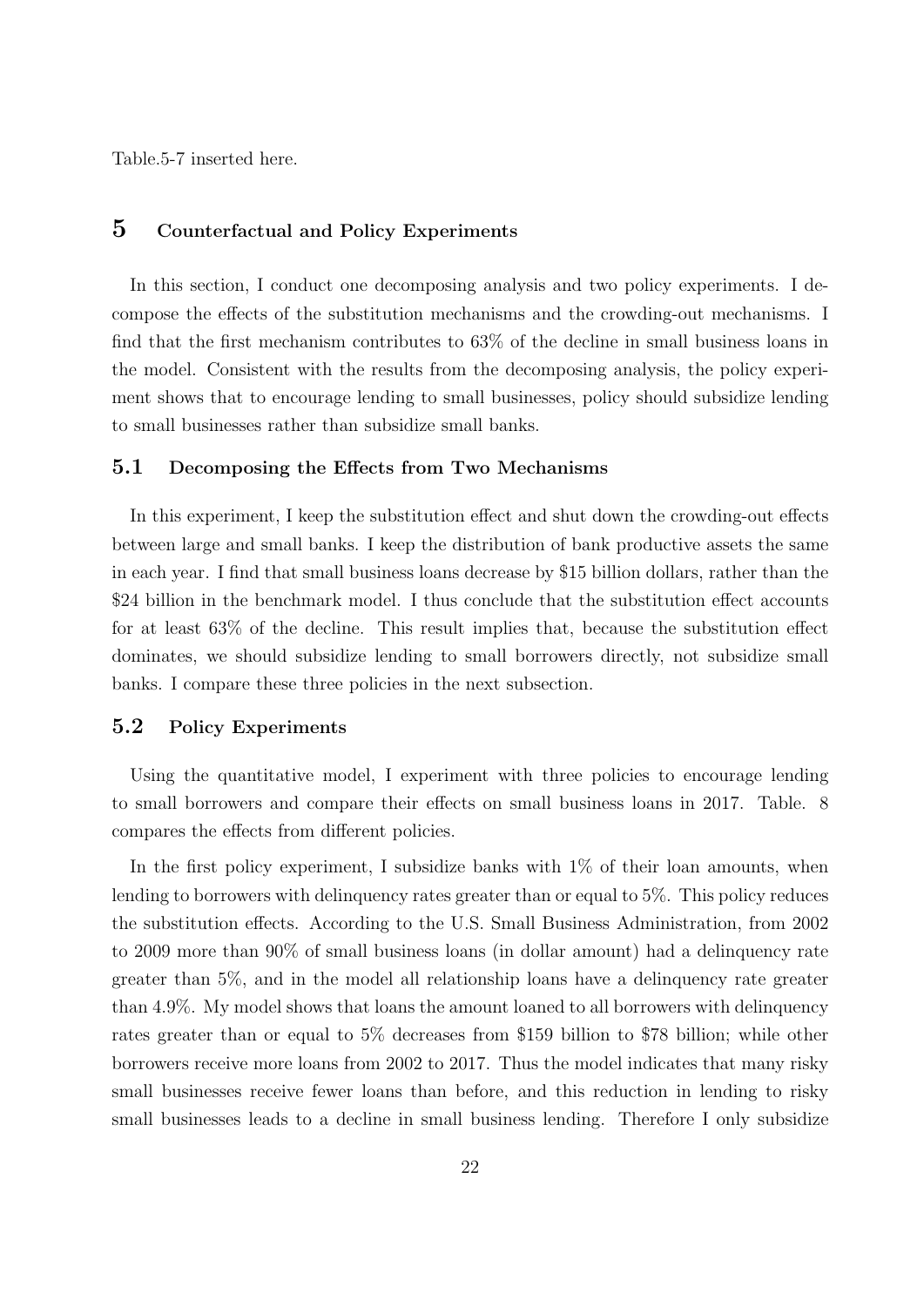Table.5-7 inserted here.

# 5 Counterfactual and Policy Experiments

In this section, I conduct one decomposing analysis and two policy experiments. I decompose the effects of the substitution mechanisms and the crowding-out mechanisms. I find that the first mechanism contributes to 63% of the decline in small business loans in the model. Consistent with the results from the decomposing analysis, the policy experiment shows that to encourage lending to small businesses, policy should subsidize lending to small businesses rather than subsidize small banks.

## 5.1 Decomposing the Effects from Two Mechanisms

In this experiment, I keep the substitution effect and shut down the crowding-out effects between large and small banks. I keep the distribution of bank productive assets the same in each year. I find that small business loans decrease by \$15 billion dollars, rather than the \$24 billion in the benchmark model. I thus conclude that the substitution effect accounts for at least 63% of the decline. This result implies that, because the substitution effect dominates, we should subsidize lending to small borrowers directly, not subsidize small banks. I compare these three policies in the next subsection.

## 5.2 Policy Experiments

Using the quantitative model, I experiment with three policies to encourage lending to small borrowers and compare their effects on small business loans in 2017. Table. 8 compares the effects from different policies.

In the first policy experiment, I subsidize banks with 1% of their loan amounts, when lending to borrowers with delinquency rates greater than or equal to 5%. This policy reduces the substitution effects. According to the U.S. Small Business Administration, from 2002 to 2009 more than 90% of small business loans (in dollar amount) had a delinquency rate greater than 5%, and in the model all relationship loans have a delinquency rate greater than 4.9%. My model shows that loans the amount loaned to all borrowers with delinquency rates greater than or equal to 5% decreases from \$159 billion to \$78 billion; while other borrowers receive more loans from 2002 to 2017. Thus the model indicates that many risky small businesses receive fewer loans than before, and this reduction in lending to risky small businesses leads to a decline in small business lending. Therefore I only subsidize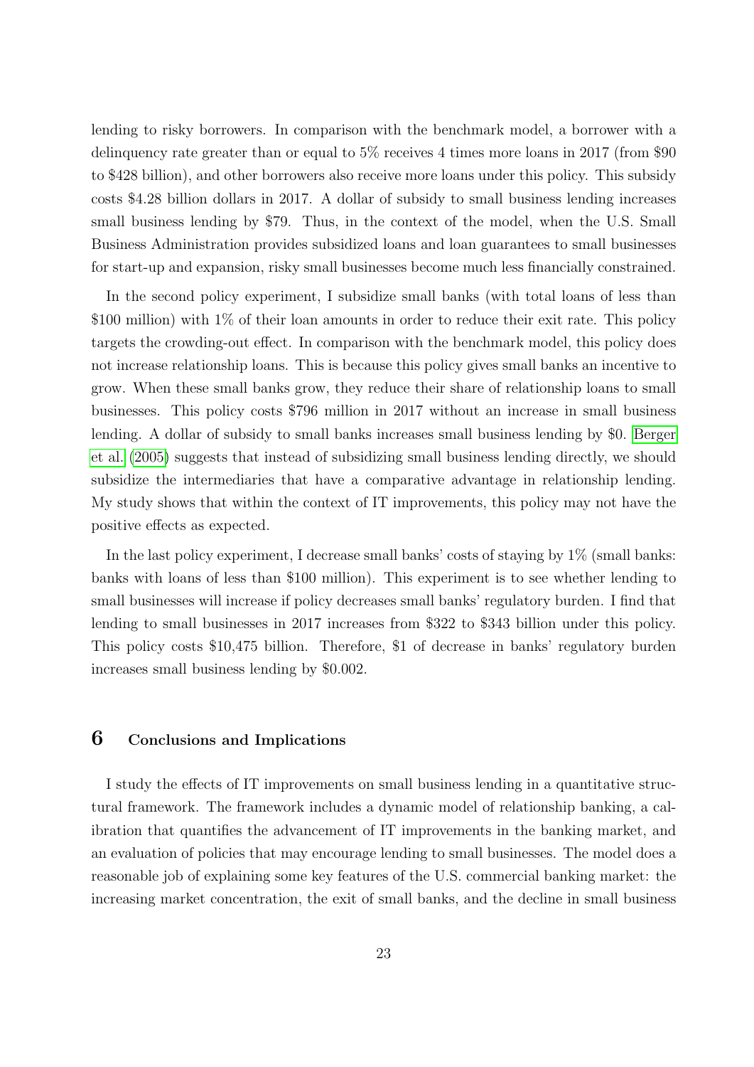lending to risky borrowers. In comparison with the benchmark model, a borrower with a delinquency rate greater than or equal to 5% receives 4 times more loans in 2017 (from $90 to $428 billion), and other borrowers also receive more loans under this policy. This subsidy costs $4.28 billion dollars in 2017. A dollar of subsidy to small business lending increases small business lending by $79. Thus, in the context of the model, when the U.S. Small Business Administration provides subsidized loans and loan guarantees to small businesses for start-up and expansion, risky small businesses become much less financially constrained.

In the second policy experiment, I subsidize small banks (with total loans of less than $100 million) with 1% of their loan amounts in order to reduce their exit rate. This policy targets the crowding-out effect. In comparison with the benchmark model, this policy does not increase relationship loans. This is because this policy gives small banks an incentive to grow. When these small banks grow, they reduce their share of relationship loans to small businesses. This policy costs $796 million in 2017 without an increase in small business lending. A dollar of subsidy to small banks increases small business lending by $0. Berger et al. (2005) suggests that instead of subsidizing small business lending directly, we should subsidize the intermediaries that have a comparative advantage in relationship lending. My study shows that within the context of IT improvements, this policy may not have the positive effects as expected.

In the last policy experiment, I decrease small banks' costs of staying by 1% (small banks: banks with loans of less than $100 million). This experiment is to see whether lending to small businesses will increase if policy decreases small banks' regulatory burden. I find that lending to small businesses in 2017 increases from $322 to $343 billion under this policy. This policy costs $10,475 billion. Therefore, $1 of decrease in banks' regulatory burden increases small business lending by $0.002.

# 6 Conclusions and Implications

I study the effects of IT improvements on small business lending in a quantitative structural framework. The framework includes a dynamic model of relationship banking, a calibration that quantifies the advancement of IT improvements in the banking market, and an evaluation of policies that may encourage lending to small businesses. The model does a reasonable job of explaining some key features of the U.S. commercial banking market: the increasing market concentration, the exit of small banks, and the decline in small business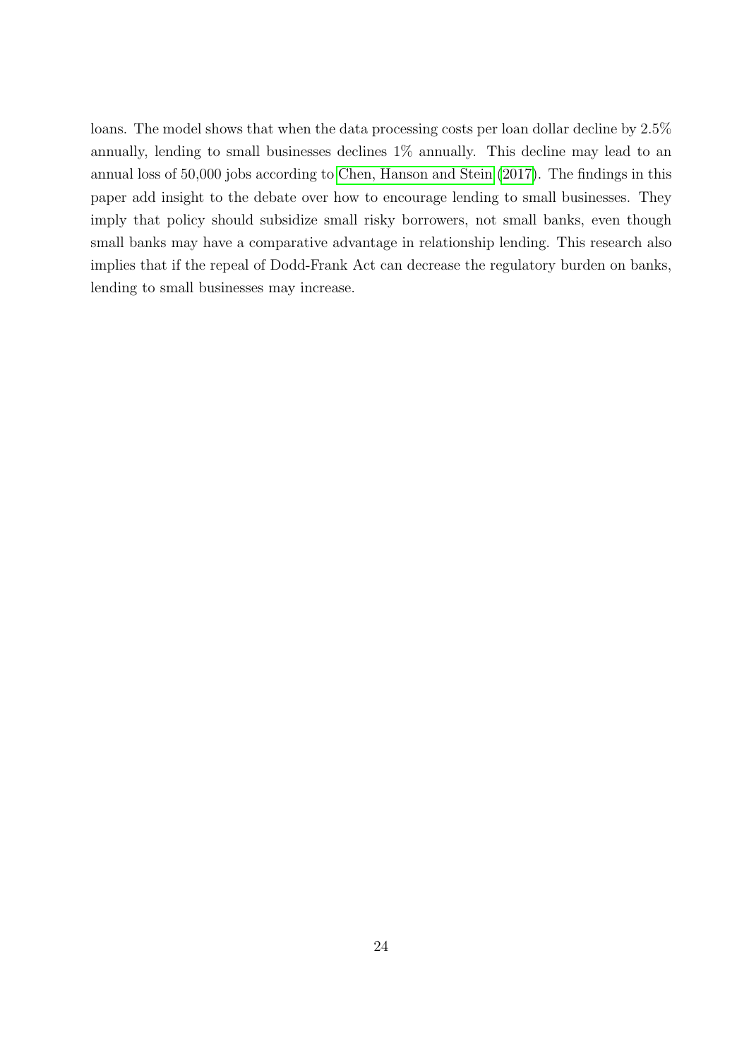loans. The model shows that when the data processing costs per loan dollar decline by 2.5% annually, lending to small businesses declines 1% annually. This decline may lead to an annual loss of 50,000 jobs according to Chen, Hanson and Stein (2017). The findings in this paper add insight to the debate over how to encourage lending to small businesses. They imply that policy should subsidize small risky borrowers, not small banks, even though small banks may have a comparative advantage in relationship lending. This research also implies that if the repeal of Dodd-Frank Act can decrease the regulatory burden on banks, lending to small businesses may increase.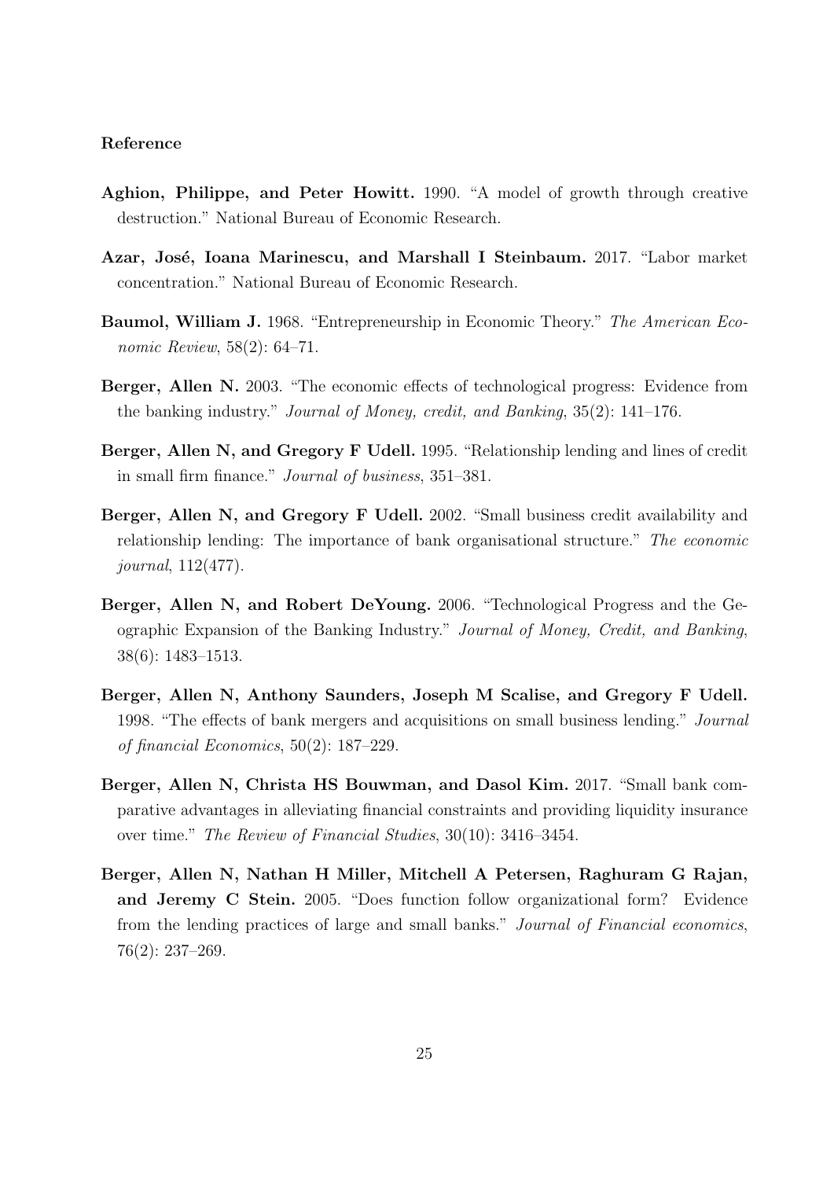**Reference**

**Aghion, Philippe, and Peter Howitt.** 1990. "A model of growth through creative destruction." National Bureau of Economic Research.

**Azar, José, Ioana Marinescu, and Marshall I Steinbaum.** 2017. "Labor market concentration." National Bureau of Economic Research.

**Baumol, William J.** 1968. "Entrepreneurship in Economic Theory." *The American Economic Review*, 58(2): 64–71.

**Berger, Allen N.** 2003. "The economic effects of technological progress: Evidence from the banking industry." *Journal of Money, credit, and Banking*, 35(2): 141–176.

**Berger, Allen N, and Gregory F Udell.** 1995. "Relationship lending and lines of credit in small firm finance." *Journal of business*, 351–381.

**Berger, Allen N, and Gregory F Udell.** 2002. "Small business credit availability and relationship lending: The importance of bank organisational structure." *The economic journal*, 112(477).

**Berger, Allen N, and Robert DeYoung.** 2006. "Technological Progress and the Geographic Expansion of the Banking Industry." *Journal of Money, Credit, and Banking*, 38(6): 1483–1513.

**Berger, Allen N, Anthony Saunders, Joseph M Scalise, and Gregory F Udell.** 1998. "The effects of bank mergers and acquisitions on small business lending." *Journal of financial Economics*, 50(2): 187–229.

**Berger, Allen N, Christa HS Bouwman, and Dasol Kim.** 2017. "Small bank comparative advantages in alleviating financial constraints and providing liquidity insurance over time." *The Review of Financial Studies*, 30(10): 3416–3454.

**Berger, Allen N, Nathan H Miller, Mitchell A Petersen, Raghuram G Rajan, and Jeremy C Stein.** 2005. "Does function follow organizational form? Evidence from the lending practices of large and small banks." *Journal of Financial economics*, 76(2): 237–269.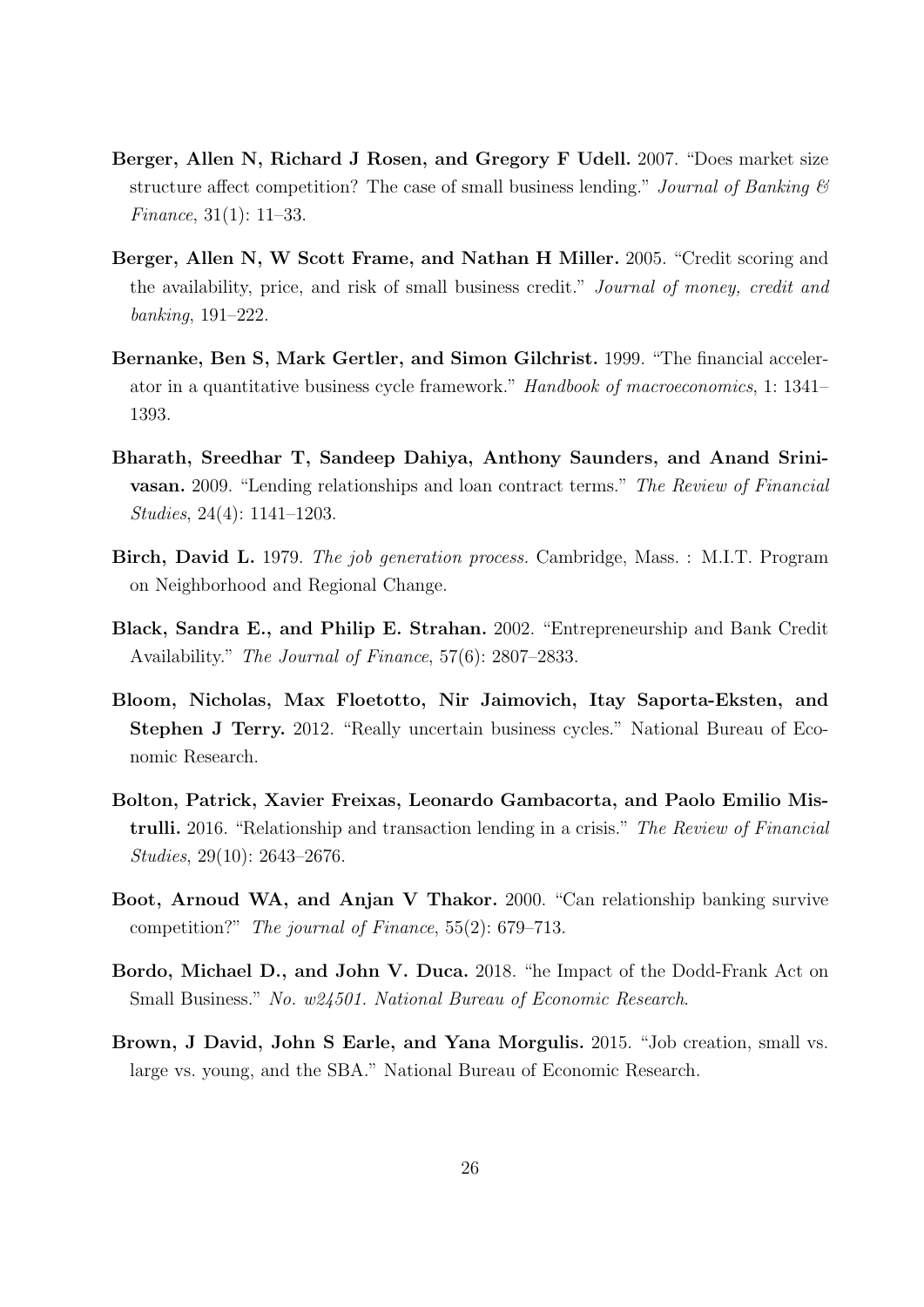**Berger, Allen N, Richard J Rosen, and Gregory F Udell.** 2007. "Does market size structure affect competition? The case of small business lending." *Journal of Banking & Finance*, 31(1): 11–33.

**Berger, Allen N, W Scott Frame, and Nathan H Miller.** 2005. "Credit scoring and the availability, price, and risk of small business credit." *Journal of money, credit and banking*, 191–222.

**Bernanke, Ben S, Mark Gertler, and Simon Gilchrist.** 1999. "The financial accelerator in a quantitative business cycle framework." *Handbook of macroeconomics*, 1: 1341–1393.

**Bharath, Sreedhar T, Sandeep Dahiya, Anthony Saunders, and Anand Srinivasan.** 2009. "Lending relationships and loan contract terms." *The Review of Financial Studies*, 24(4): 1141–1203.

**Birch, David L.** 1979. *The job generation process.* Cambridge, Mass. : M.I.T. Program on Neighborhood and Regional Change.

**Black, Sandra E., and Philip E. Strahan.** 2002. "Entrepreneurship and Bank Credit Availability." *The Journal of Finance*, 57(6): 2807–2833.

**Bloom, Nicholas, Max Floetotto, Nir Jaimovich, Itay Saporta-Eksten, and Stephen J Terry.** 2012. "Really uncertain business cycles." National Bureau of Economic Research.

**Bolton, Patrick, Xavier Freixas, Leonardo Gambacorta, and Paolo Emilio Mistrulli.** 2016. "Relationship and transaction lending in a crisis." *The Review of Financial Studies*, 29(10): 2643–2676.

**Boot, Arnoud WA, and Anjan V Thakor.** 2000. "Can relationship banking survive competition?" *The journal of Finance*, 55(2): 679–713.

**Bordo, Michael D., and John V. Duca.** 2018. "he Impact of the Dodd-Frank Act on Small Business." *No. w24501. National Bureau of Economic Research*.

**Brown, J David, John S Earle, and Yana Morgulis.** 2015. "Job creation, small vs. large vs. young, and the SBA." National Bureau of Economic Research.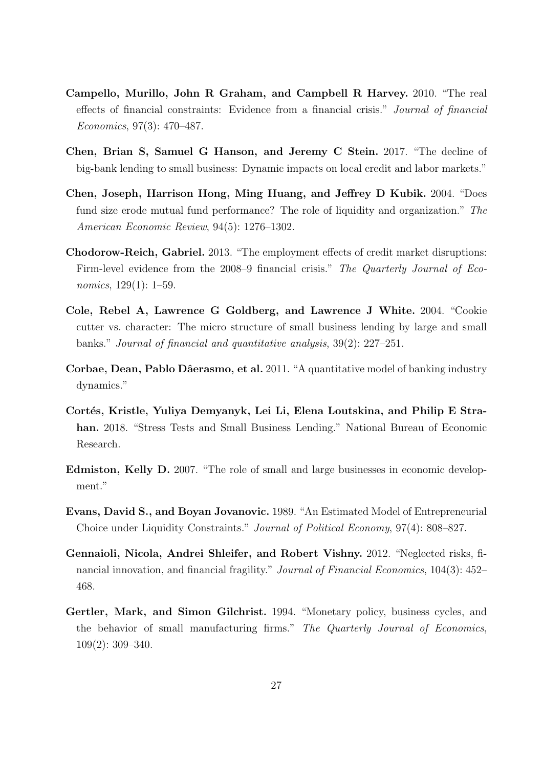**Campello, Murillo, John R Graham, and Campbell R Harvey.** 2010. "The real effects of financial constraints: Evidence from a financial crisis." *Journal of financial Economics*, 97(3): 470–487.

**Chen, Brian S, Samuel G Hanson, and Jeremy C Stein.** 2017. "The decline of big-bank lending to small business: Dynamic impacts on local credit and labor markets."

**Chen, Joseph, Harrison Hong, Ming Huang, and Jeffrey D Kubik.** 2004. "Does fund size erode mutual fund performance? The role of liquidity and organization." *The American Economic Review*, 94(5): 1276–1302.

**Chodorow-Reich, Gabriel.** 2013. "The employment effects of credit market disruptions: Firm-level evidence from the 2008–9 financial crisis." *The Quarterly Journal of Economics*, 129(1): 1–59.

**Cole, Rebel A, Lawrence G Goldberg, and Lawrence J White.** 2004. "Cookie cutter vs. character: The micro structure of small business lending by large and small banks." *Journal of financial and quantitative analysis*, 39(2): 227–251.

**Corbae, Dean, Pablo Dâerasmo, et al.** 2011. "A quantitative model of banking industry dynamics."

**Cortés, Kristle, Yuliya Demyanyk, Lei Li, Elena Loutskina, and Philip E Strahan.** 2018. "Stress Tests and Small Business Lending." National Bureau of Economic Research.

**Edmiston, Kelly D.** 2007. "The role of small and large businesses in economic development."

**Evans, David S., and Boyan Jovanovic.** 1989. "An Estimated Model of Entrepreneurial Choice under Liquidity Constraints." *Journal of Political Economy*, 97(4): 808–827.

**Gennaioli, Nicola, Andrei Shleifer, and Robert Vishny.** 2012. "Neglected risks, financial innovation, and financial fragility." *Journal of Financial Economics*, 104(3): 452–468.

**Gertler, Mark, and Simon Gilchrist.** 1994. "Monetary policy, business cycles, and the behavior of small manufacturing firms." *The Quarterly Journal of Economics*, 109(2): 309–340.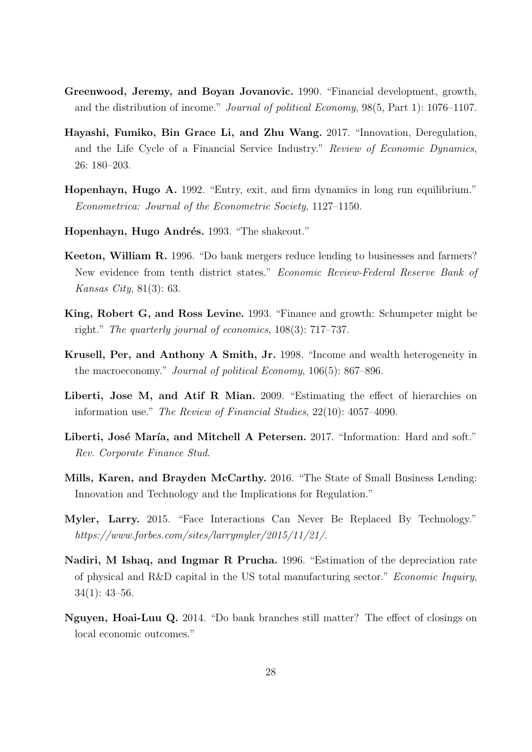**Greenwood, Jeremy, and Boyan Jovanovic.** 1990. "Financial development, growth, and the distribution of income." *Journal of political Economy*, 98(5, Part 1): 1076–1107.

**Hayashi, Fumiko, Bin Grace Li, and Zhu Wang.** 2017. "Innovation, Deregulation, and the Life Cycle of a Financial Service Industry." *Review of Economic Dynamics*, 26: 180–203.

**Hopenhayn, Hugo A.** 1992. "Entry, exit, and firm dynamics in long run equilibrium." *Econometrica: Journal of the Econometric Society*, 1127–1150.

**Hopenhayn, Hugo Andrés.** 1993. "The shakeout."

**Keeton, William R.** 1996. "Do bank mergers reduce lending to businesses and farmers? New evidence from tenth district states." *Economic Review-Federal Reserve Bank of Kansas City*, 81(3): 63.

**King, Robert G, and Ross Levine.** 1993. "Finance and growth: Schumpeter might be right." *The quarterly journal of economics*, 108(3): 717–737.

**Krusell, Per, and Anthony A Smith, Jr.** 1998. "Income and wealth heterogeneity in the macroeconomy." *Journal of political Economy*, 106(5): 867–896.

**Liberti, Jose M, and Atif R Mian.** 2009. "Estimating the effect of hierarchies on information use." *The Review of Financial Studies*, 22(10): 4057–4090.

**Liberti, José María, and Mitchell A Petersen.** 2017. "Information: Hard and soft." *Rev. Corporate Finance Stud.*

**Mills, Karen, and Brayden McCarthy.** 2016. "The State of Small Business Lending: Innovation and Technology and the Implications for Regulation."

**Myler, Larry.** 2015. "Face Interactions Can Never Be Replaced By Technology." *https://www.forbes.com/sites/larrymyler/2015/11/21/*.

**Nadiri, M Ishaq, and Ingmar R Prucha.** 1996. "Estimation of the depreciation rate of physical and R&D capital in the US total manufacturing sector." *Economic Inquiry*, 34(1): 43–56.

**Nguyen, Hoai-Luu Q.** 2014. "Do bank branches still matter? The effect of closings on local economic outcomes."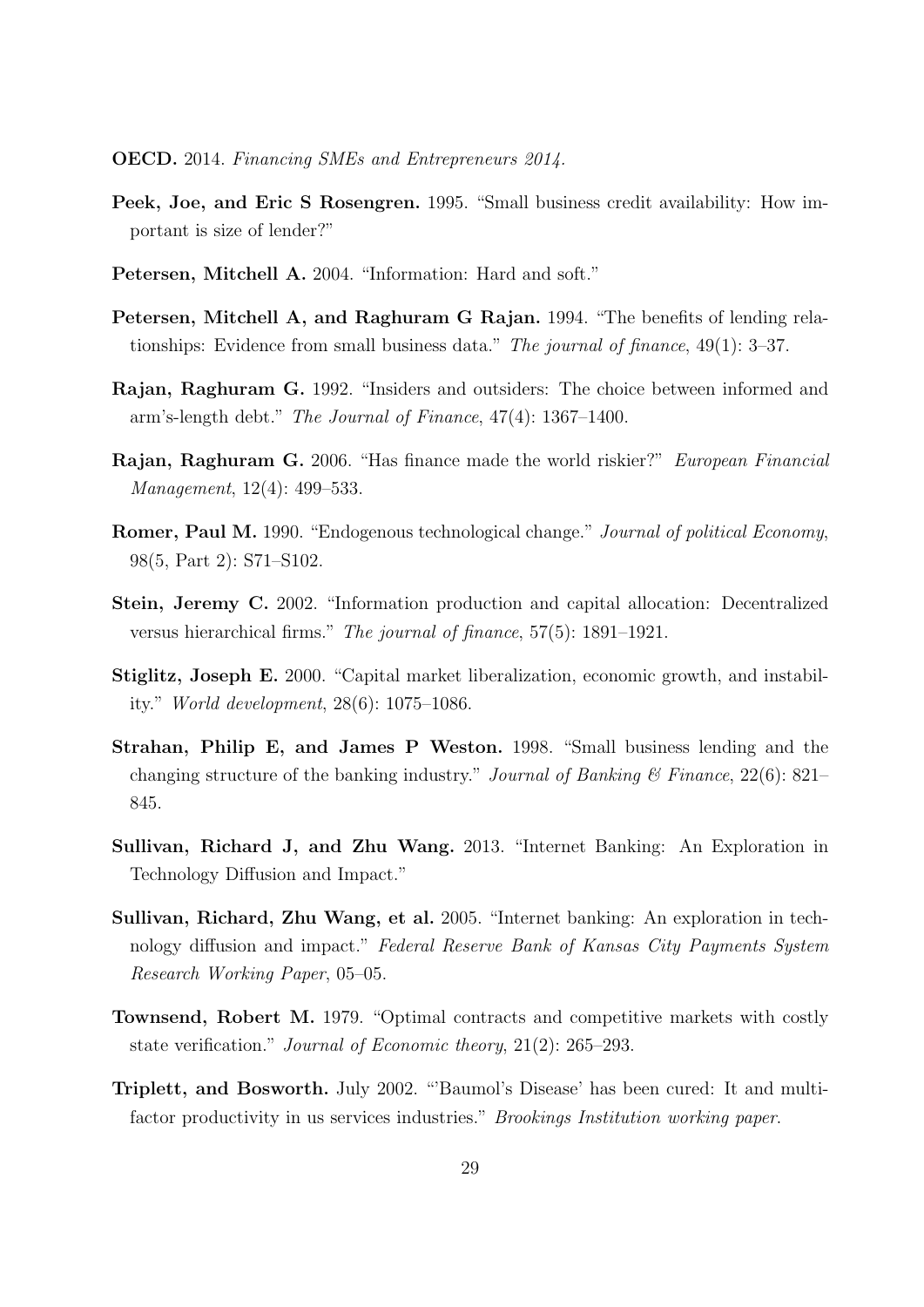**OECD.** 2014. *Financing SMEs and Entrepreneurs 2014.*

**Peek, Joe, and Eric S Rosengren.** 1995. "Small business credit availability: How important is size of lender?"

**Petersen, Mitchell A.** 2004. "Information: Hard and soft."

**Petersen, Mitchell A, and Raghuram G Rajan.** 1994. "The benefits of lending relationships: Evidence from small business data." *The journal of finance*, 49(1): 3–37.

**Rajan, Raghuram G.** 1992. "Insiders and outsiders: The choice between informed and arm's-length debt." *The Journal of Finance*, 47(4): 1367–1400.

**Rajan, Raghuram G.** 2006. "Has finance made the world riskier?" *European Financial Management*, 12(4): 499–533.

**Romer, Paul M.** 1990. "Endogenous technological change." *Journal of political Economy*, 98(5, Part 2): S71–S102.

**Stein, Jeremy C.** 2002. "Information production and capital allocation: Decentralized versus hierarchical firms." *The journal of finance*, 57(5): 1891–1921.

**Stiglitz, Joseph E.** 2000. "Capital market liberalization, economic growth, and instability." *World development*, 28(6): 1075–1086.

**Strahan, Philip E, and James P Weston.** 1998. "Small business lending and the changing structure of the banking industry." *Journal of Banking & Finance*, 22(6): 821–845.

**Sullivan, Richard J, and Zhu Wang.** 2013. "Internet Banking: An Exploration in Technology Diffusion and Impact."

**Sullivan, Richard, Zhu Wang, et al.** 2005. "Internet banking: An exploration in technology diffusion and impact." *Federal Reserve Bank of Kansas City Payments System Research Working Paper*, 05–05.

**Townsend, Robert M.** 1979. "Optimal contracts and competitive markets with costly state verification." *Journal of Economic theory*, 21(2): 265–293.

**Triplett, and Bosworth.** July 2002. "'Baumol's Disease' has been cured: It and multifactor productivity in us services industries." *Brookings Institution working paper*.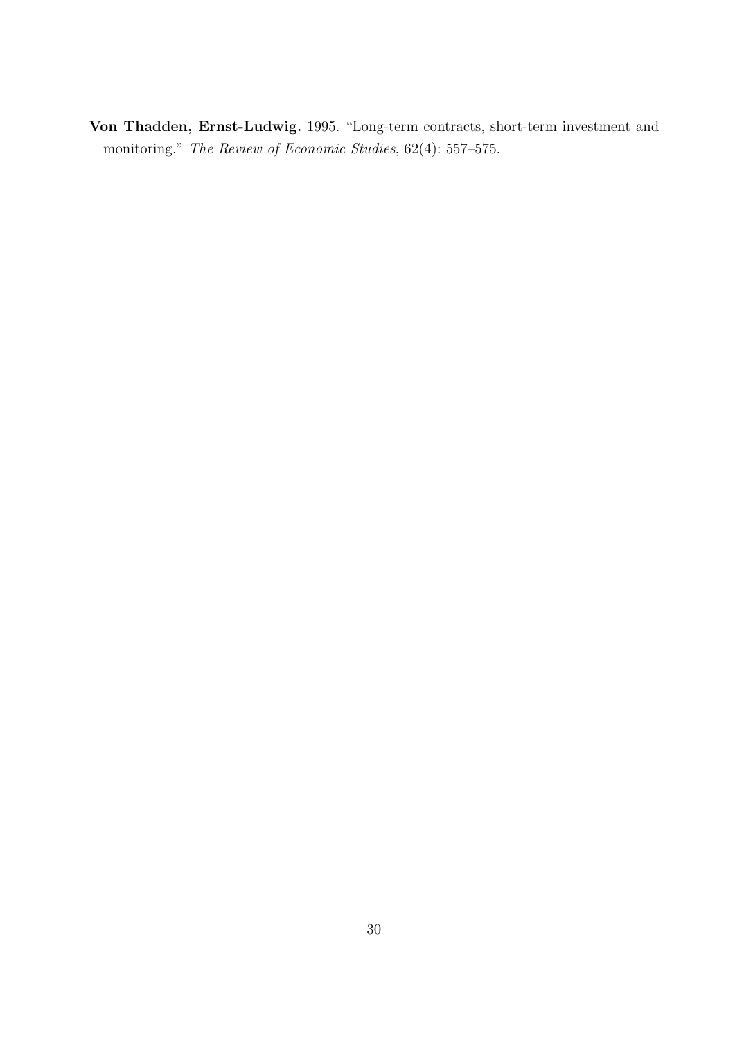**Von Thadden, Ernst-Ludwig.** 1995. "Long-term contracts, short-term investment and monitoring." *The Review of Economic Studies*, 62(4): 557–575.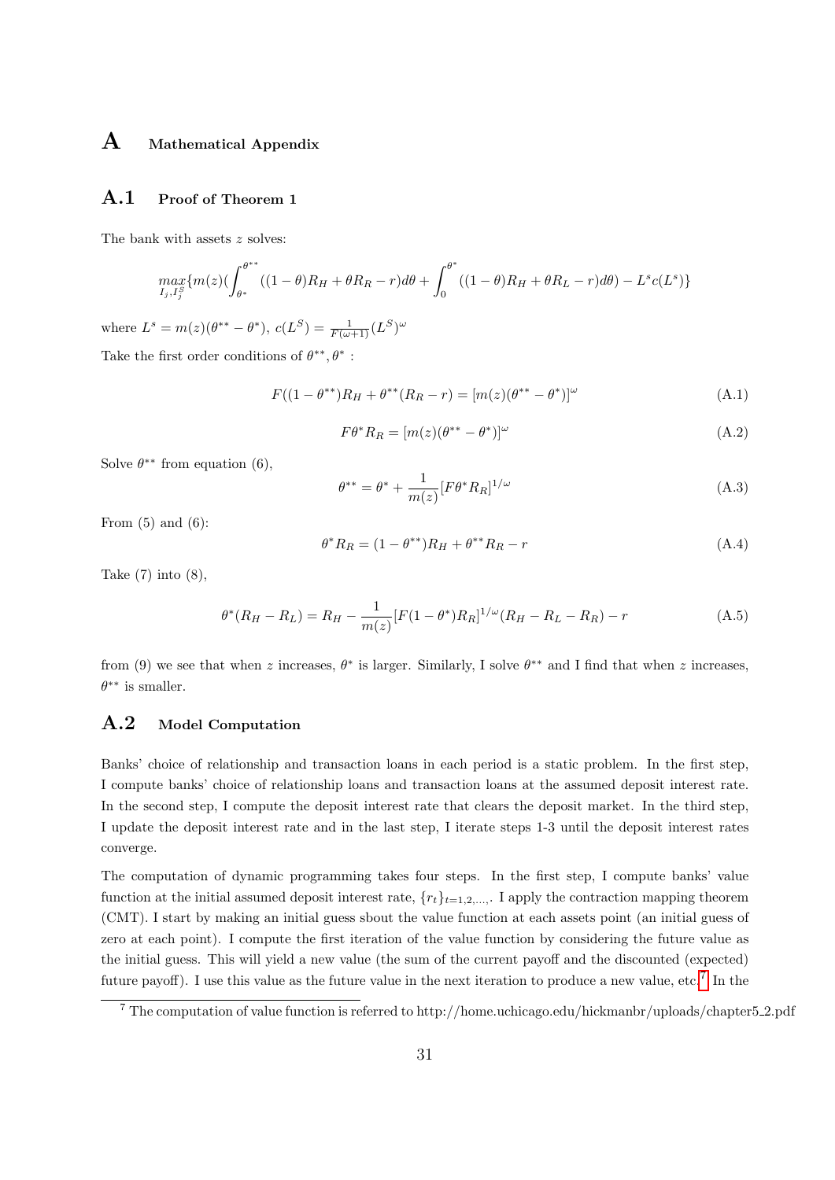# A Mathematical Appendix

## A.1 Proof of Theorem 1

The bank with assets $z$ solves:

$$\max_{I_j, I_j^S} \{ m(z) ( \int_{\theta^*}^{\theta^{**}} ((1-\theta)R_H + \theta R_R - r) d\theta + \int_0^{\theta^*} ((1-\theta)R_H + \theta R_L - r) d\theta ) - L^s c(L^s) \}$$

where $L^s = m(z)(\theta^{**} - \theta^*)$, $c(L^S) = \frac{1}{F(\omega+1)}(L^S)^\omega$

Take the first order conditions of $\theta^{**}, \theta^*$ :

$$F((1-\theta^{**})R_H + \theta^{**}(R_R - r) = [m(z)(\theta^{**} - \theta^*)]^\omega \tag{A.1}$$

$$F\theta^* R_R = [m(z)(\theta^{**} - \theta^*)]^\omega \tag{A.2}$$

Solve $\theta^{**}$ from equation (6),

$$\theta^{**} = \theta^* + \frac{1}{m(z)}[F\theta^* R_R]^{1/\omega} \tag{A.3}$$

From (5) and (6):

$$\theta^* R_R = (1-\theta^{**})R_H + \theta^{**} R_R - r \tag{A.4}$$

Take (7) into (8),

$$\theta^*(R_H - R_L) = R_H - \frac{1}{m(z)}[F(1-\theta^*)R_R]^{1/\omega}(R_H - R_L - R_R) - r \tag{A.5}$$

from (9) we see that when $z$ increases, $\theta^*$ is larger. Similarly, I solve $\theta^{**}$ and I find that when $z$ increases, $\theta^{**}$ is smaller.

## A.2 Model Computation

Banks' choice of relationship and transaction loans in each period is a static problem. In the first step, I compute banks' choice of relationship loans and transaction loans at the assumed deposit interest rate. In the second step, I compute the deposit interest rate that clears the deposit market. In the third step, I update the deposit interest rate and in the last step, I iterate steps 1-3 until the deposit interest rates converge.

The computation of dynamic programming takes four steps. In the first step, I compute banks' value function at the initial assumed deposit interest rate, $\{r_t\}_{t=1,2,...,}$. I apply the contraction mapping theorem (CMT). I start by making an initial guess sbout the value function at each assets point (an initial guess of zero at each point). I compute the first iteration of the value function by considering the future value as the initial guess. This will yield a new value (the sum of the current payoff and the discounted (expected) future payoff). I use this value as the future value in the next iteration to produce a new value, etc.[7] In the

[7] The computation of value function is referred to http://home.uchicago.edu/hickmanbr/uploads/chapter5_2.pdf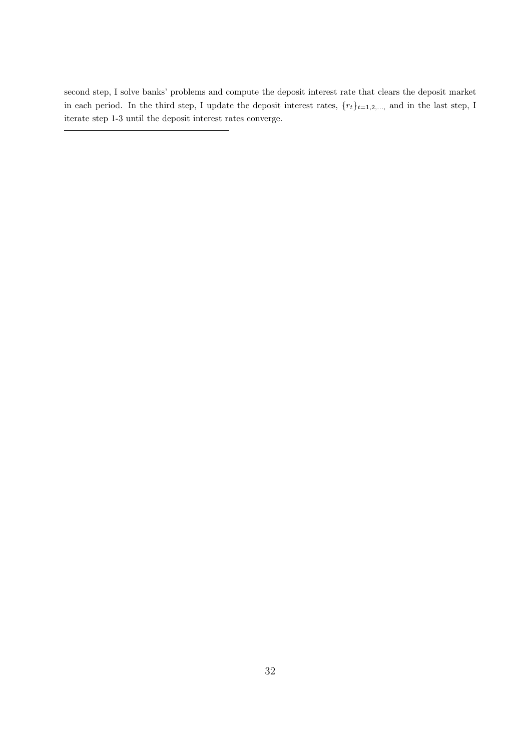second step, I solve banks' problems and compute the deposit interest rate that clears the deposit market in each period. In the third step, I update the deposit interest rates, $\{r_t\}_{t=1,2,...,}$ and in the last step, I iterate step 1-3 until the deposit interest rates converge.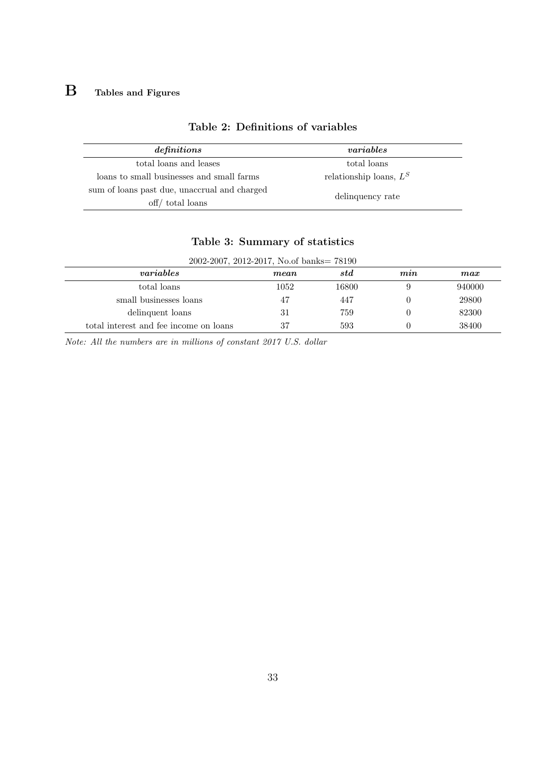# B Tables and Figures

**Table 2: Definitions of variables**

| *definitions* | *variables* |
|---|---|
| total loans and leases | total loans |
| loans to small businesses and small farms | relationship loans, $L^S$ |
| sum of loans past due, unaccrual and charged off/ total loans | delinquency rate |

**Table 3: Summary of statistics**

| 2002-2007, 2012-2017, No.of banks= 78190 | | | | |
|---|---|---|---|---|
| *variables* | *mean* | *std* | *min* | *max* |
| total loans | 1052 | 16800 | 9 | 940000 |
| small businesses loans | 47 | 447 | 0 | 29800 |
| delinquent loans | 31 | 759 | 0 | 82300 |
| total interest and fee income on loans | 37 | 593 | 0 | 38400 |

*Note: All the numbers are in millions of constant 2017 U.S. dollar*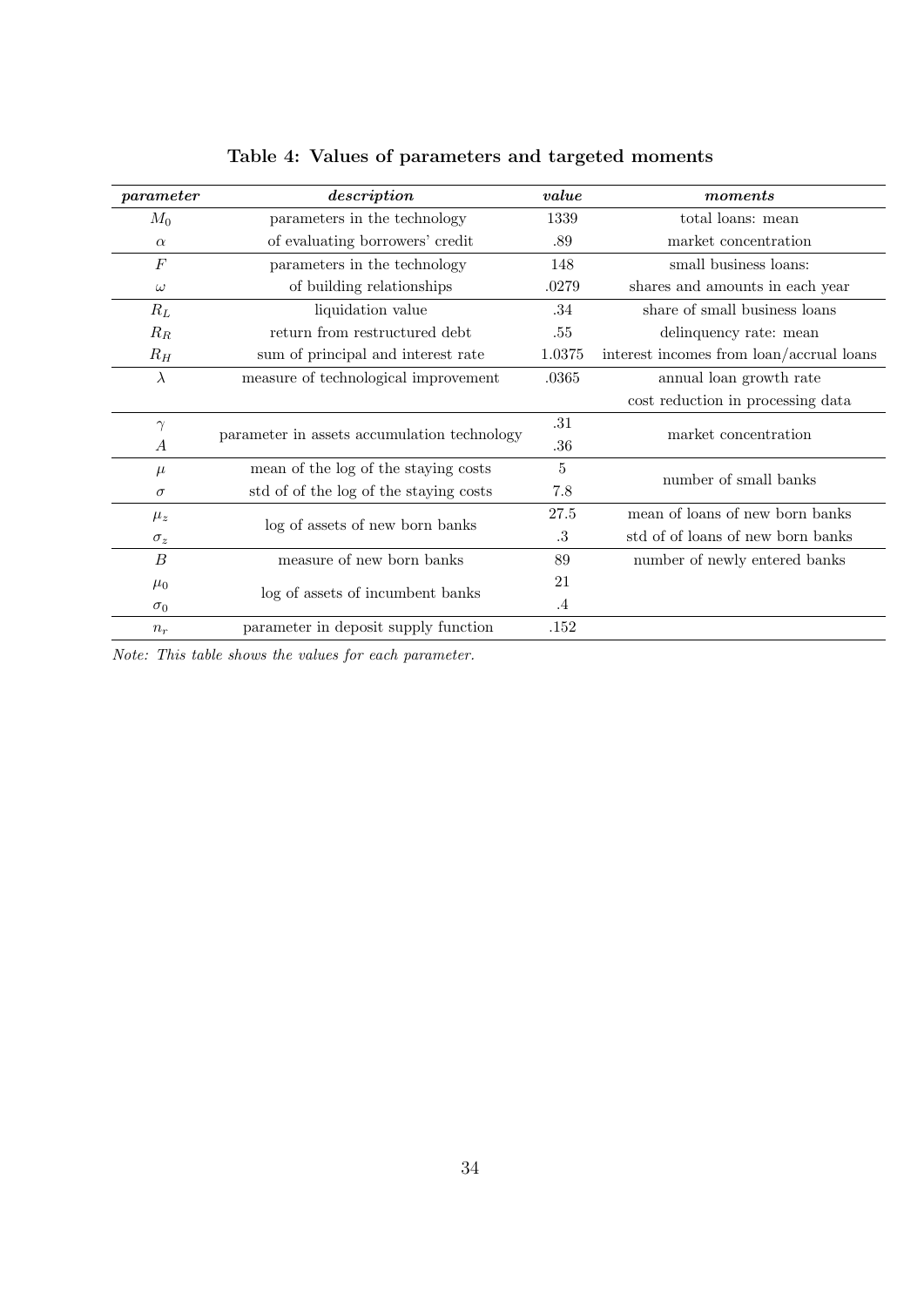**Table 4: Values of parameters and targeted moments**

| *parameter* | *description* | *value* | *moments* |
|---|---|---|---|
| $M_0$ | parameters in the technology | 1339 | total loans: mean |
| $\alpha$ | of evaluating borrowers' credit | .89 | market concentration |
| $F$ | parameters in the technology | 148 | small business loans: |
| $\omega$ | of building relationships | .0279 | shares and amounts in each year |
| $R_L$ | liquidation value | .34 | share of small business loans |
| $R_R$ | return from restructured debt | .55 | delinquency rate: mean |
| $R_H$ | sum of principal and interest rate | 1.0375 | interest incomes from loan/accrual loans |
| $\lambda$ | measure of technological improvement | .0365 | annual loan growth rate |
| | | | cost reduction in processing data |
| $\gamma$ | parameter in assets accumulation technology | .31 | market concentration |
| $A$ | | .36 | |
| $\mu$ | mean of the log of the staying costs | 5 | number of small banks |
| $\sigma$ | std of of the log of the staying costs | 7.8 | |
| $\mu_z$ | log of assets of new born banks | 27.5 | mean of loans of new born banks |
| $\sigma_z$ | | .3 | std of of loans of new born banks |
| $B$ | measure of new born banks | 89 | number of newly entered banks |
| $\mu_0$ | log of assets of incumbent banks | 21 | |
| $\sigma_0$ | | .4 | |
| $n_r$ | parameter in deposit supply function | .152 | |

*Note: This table shows the values for each parameter.*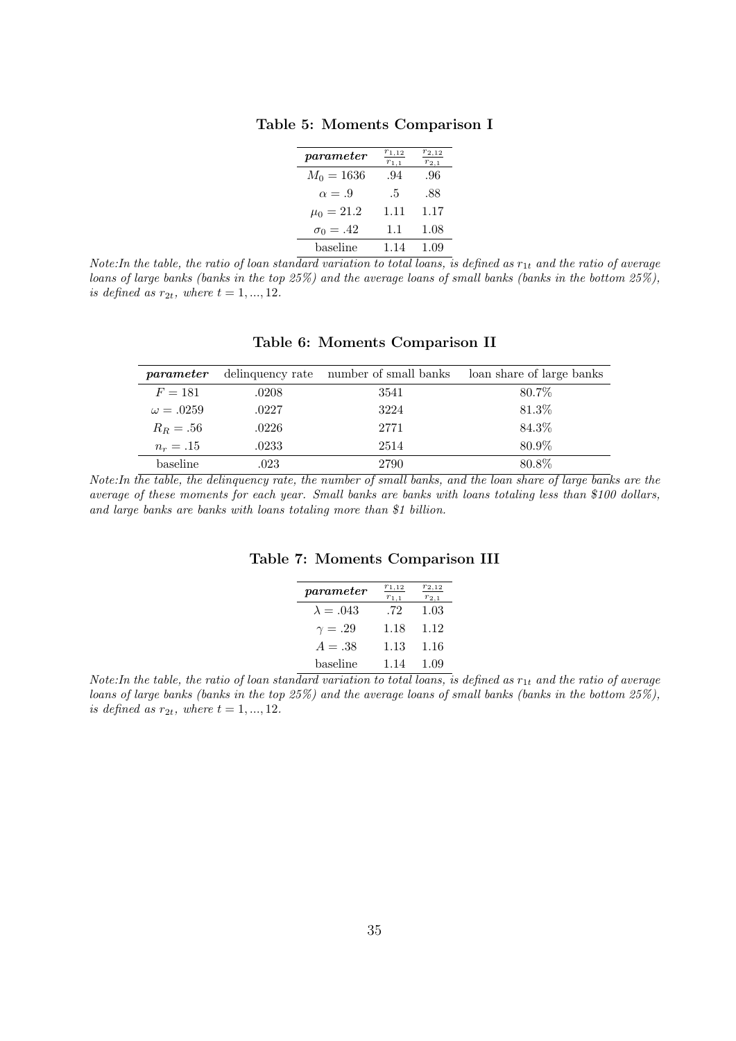**Table 5: Moments Comparison I**

| *parameter* | $\frac{r_{1,12}}{r_{1,1}}$ | $\frac{r_{2,12}}{r_{2,1}}$ |
|---|---|---|
| $M_0 = 1636$ | .94 | .96 |
| $\alpha = .9$ | .5 | .88 |
| $\mu_0 = 21.2$ | 1.11 | 1.17 |
| $\sigma_0 = .42$ | 1.1 | 1.08 |
| baseline | 1.14 | 1.09 |

*Note:In the table, the ratio of loan standard variation to total loans, is defined as $r_{1t}$ and the ratio of average loans of large banks (banks in the top 25%) and the average loans of small banks (banks in the bottom 25%), is defined as $r_{2t}$, where $t = 1, ..., 12$.*

**Table 6: Moments Comparison II**

| *parameter* | delinquency rate | number of small banks | loan share of large banks |
|---|---|---|---|
| $F = 181$ | .0208 | 3541 | 80.7% |
| $\omega = .0259$ | .0227 | 3224 | 81.3% |
| $R_R = .56$ | .0226 | 2771 | 84.3% |
| $n_r = .15$ | .0233 | 2514 | 80.9% |
| baseline | .023 | 2790 | 80.8% |

*Note:In the table, the delinquency rate, the number of small banks, and the loan share of large banks are the average of these moments for each year. Small banks are banks with loans totaling less than $100 dollars, and large banks are banks with loans totaling more than $1 billion.*

**Table 7: Moments Comparison III**

| *parameter* | $\frac{r_{1,12}}{r_{1,1}}$ | $\frac{r_{2,12}}{r_{2,1}}$ |
|---|---|---|
| $\lambda = .043$ | .72 | 1.03 |
| $\gamma = .29$ | 1.18 | 1.12 |
| $A = .38$ | 1.13 | 1.16 |
| baseline | 1.14 | 1.09 |

*Note:In the table, the ratio of loan standard variation to total loans, is defined as $r_{1t}$ and the ratio of average loans of large banks (banks in the top 25%) and the average loans of small banks (banks in the bottom 25%), is defined as $r_{2t}$, where $t = 1, ..., 12$.*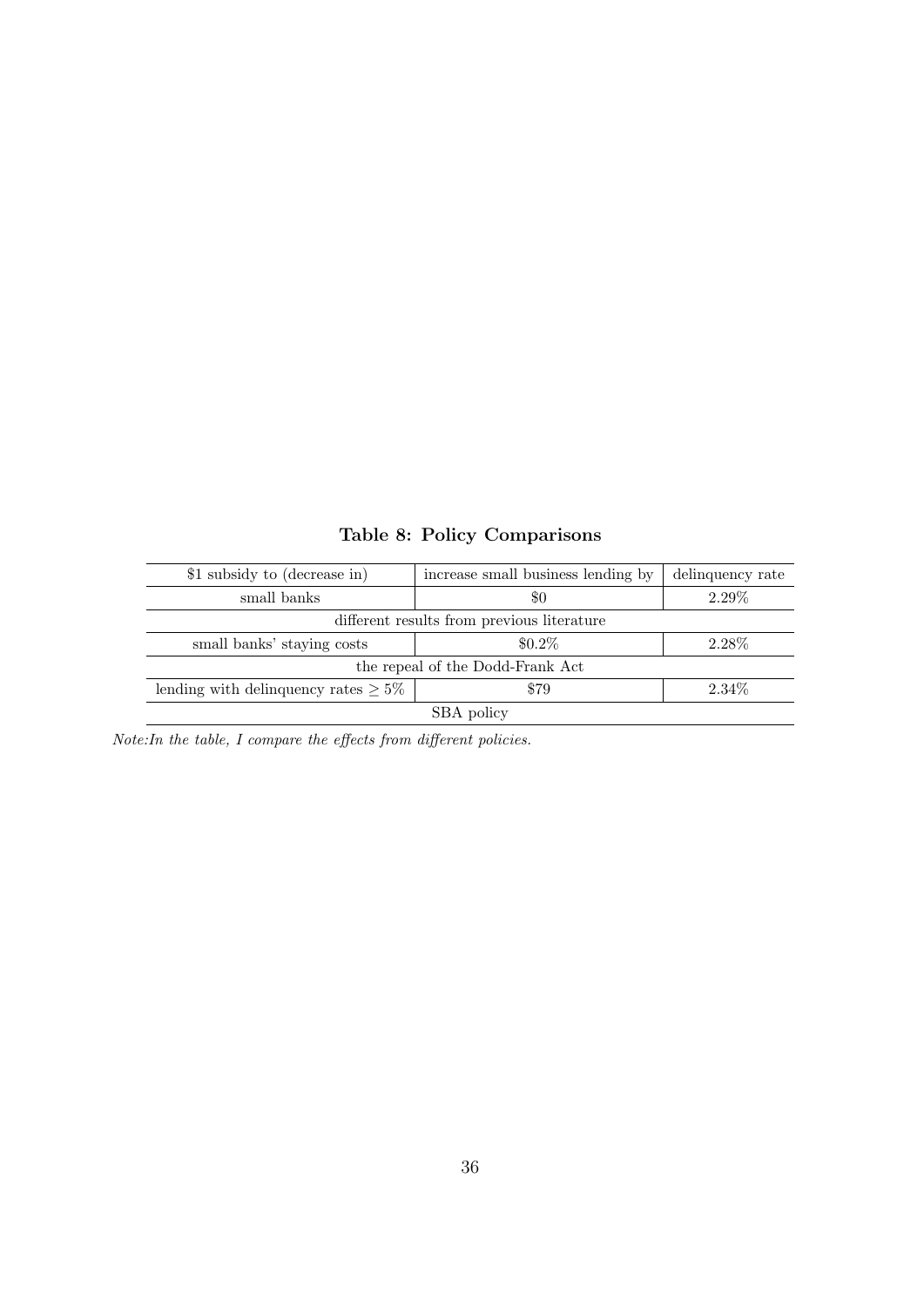**Table 8: Policy Comparisons**

| \$1 subsidy to (decrease in) | increase small business lending by | delinquency rate |
|---|---|---|
| small banks | \$0 | 2.29% |
| different results from previous literature | | |
| small banks' staying costs | \$0.2% | 2.28% |
| the repeal of the Dodd-Frank Act | | |
| lending with delinquency rates $\geq 5\%$ | \$79 | 2.34% |
| SBA policy | | |

*Note:In the table, I compare the effects from different policies.*